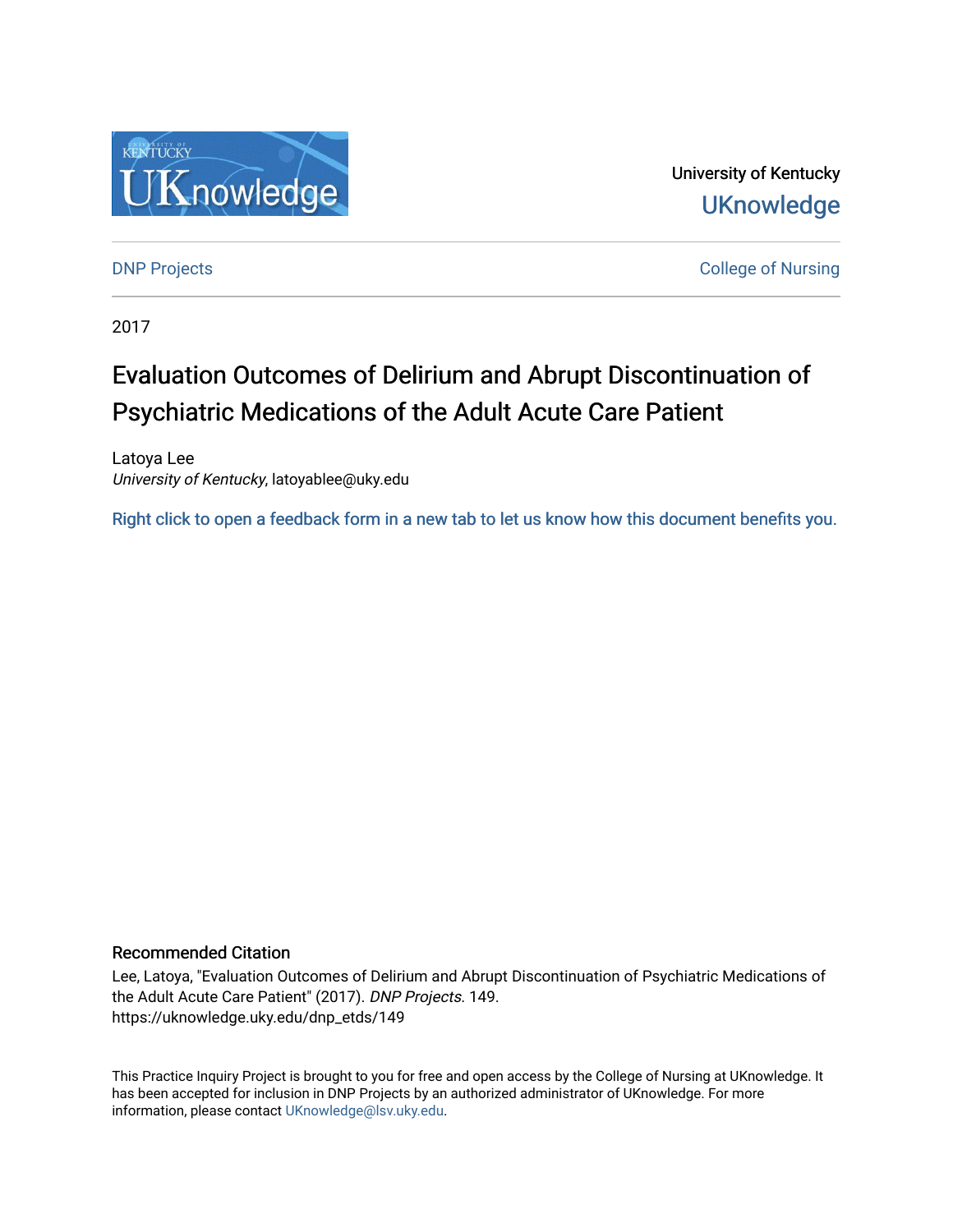University of Kentucky

UKnowledge

DNP Projects

College of Nursing

2017

# Evaluation Outcomes of Delirium and Abrupt Discontinuation of Psychiatric Medications of the Adult Acute Care Patient

Latoya Lee
*University of Kentucky*, latoyablee@uky.edu

Right click to open a feedback form in a new tab to let us know how this document benefits you.

## Recommended Citation

Lee, Latoya, "Evaluation Outcomes of Delirium and Abrupt Discontinuation of Psychiatric Medications of the Adult Acute Care Patient" (2017). *DNP Projects*. 149.
https://uknowledge.uky.edu/dnp_etds/149

This Practice Inquiry Project is brought to you for free and open access by the College of Nursing at UKnowledge. It has been accepted for inclusion in DNP Projects by an authorized administrator of UKnowledge. For more information, please contact UKnowledge@lsv.uky.edu.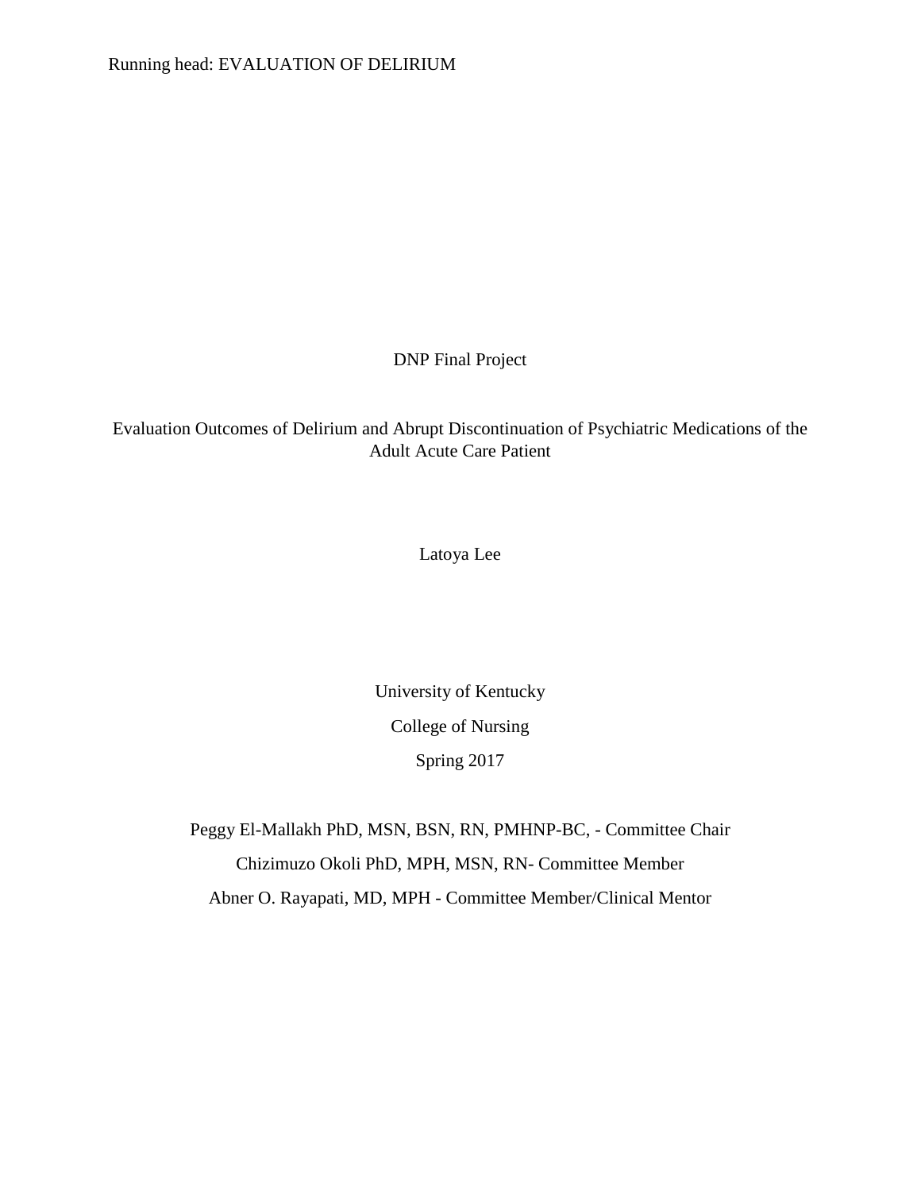DNP Final Project

Evaluation Outcomes of Delirium and Abrupt Discontinuation of Psychiatric Medications of the Adult Acute Care Patient

Latoya Lee

University of Kentucky

College of Nursing

Spring 2017

Peggy El-Mallakh PhD, MSN, BSN, RN, PMHNP-BC, - Committee Chair

Chizimuzo Okoli PhD, MPH, MSN, RN- Committee Member

Abner O. Rayapati, MD, MPH - Committee Member/Clinical Mentor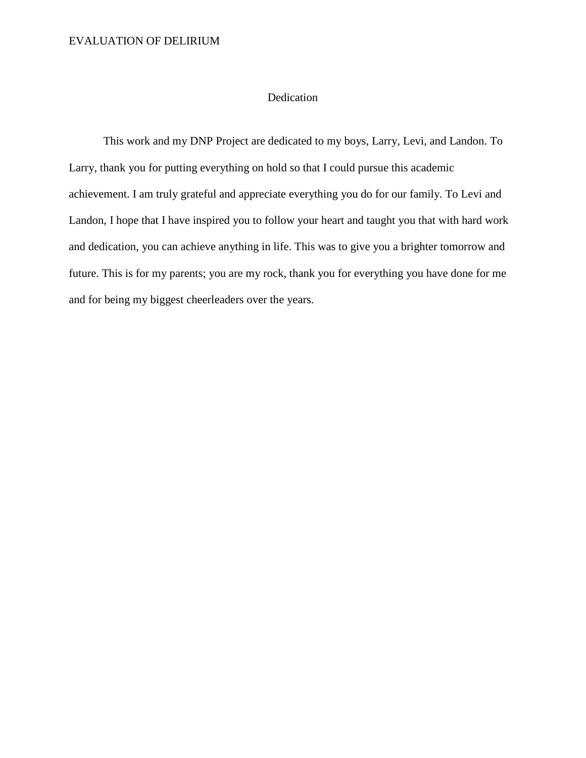# Dedication

This work and my DNP Project are dedicated to my boys, Larry, Levi, and Landon. To Larry, thank you for putting everything on hold so that I could pursue this academic achievement. I am truly grateful and appreciate everything you do for our family. To Levi and Landon, I hope that I have inspired you to follow your heart and taught you that with hard work and dedication, you can achieve anything in life. This was to give you a brighter tomorrow and future. This is for my parents; you are my rock, thank you for everything you have done for me and for being my biggest cheerleaders over the years.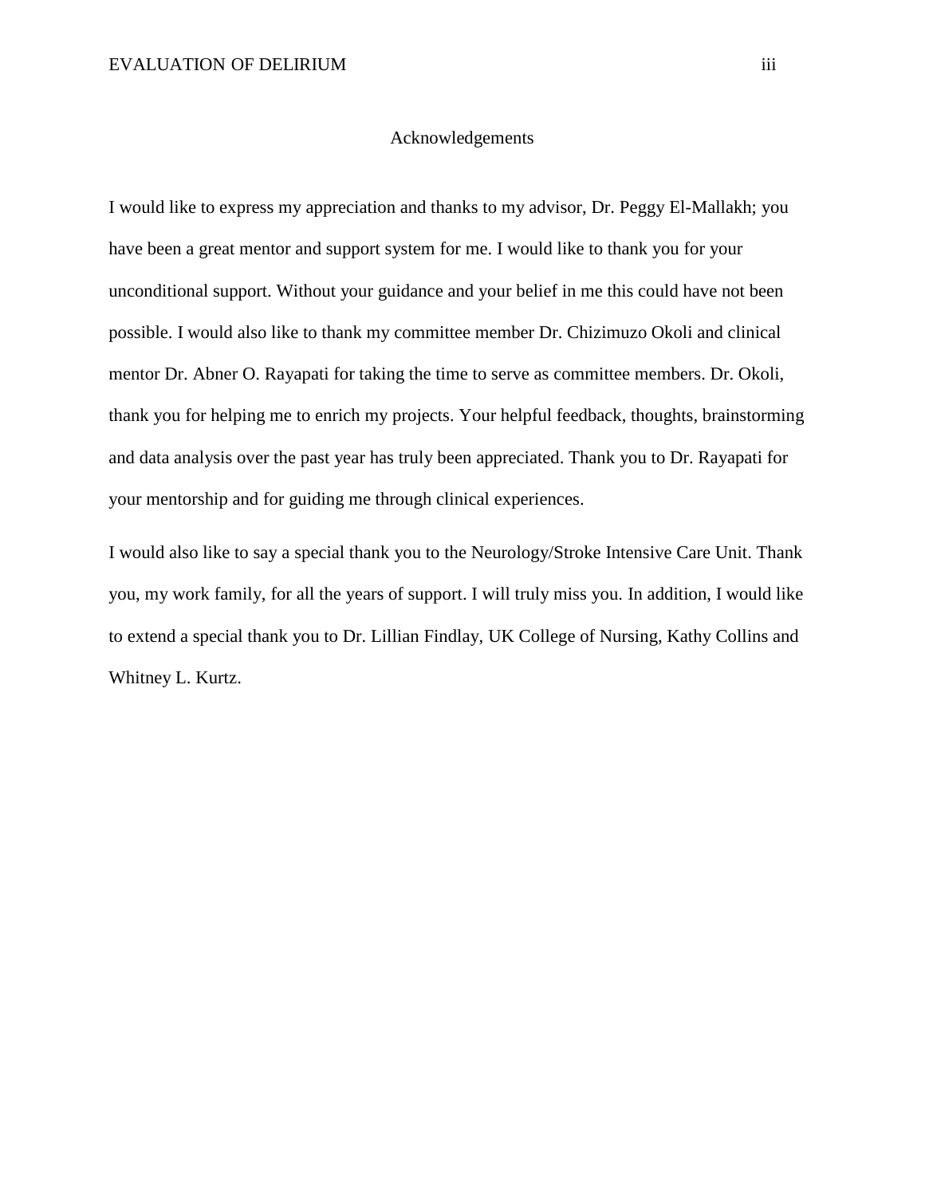# Acknowledgements

I would like to express my appreciation and thanks to my advisor, Dr. Peggy El-Mallakh; you have been a great mentor and support system for me. I would like to thank you for your unconditional support. Without your guidance and your belief in me this could have not been possible. I would also like to thank my committee member Dr. Chizimuzo Okoli and clinical mentor Dr. Abner O. Rayapati for taking the time to serve as committee members. Dr. Okoli, thank you for helping me to enrich my projects. Your helpful feedback, thoughts, brainstorming and data analysis over the past year has truly been appreciated. Thank you to Dr. Rayapati for your mentorship and for guiding me through clinical experiences.

I would also like to say a special thank you to the Neurology/Stroke Intensive Care Unit. Thank you, my work family, for all the years of support. I will truly miss you. In addition, I would like to extend a special thank you to Dr. Lillian Findlay, UK College of Nursing, Kathy Collins and Whitney L. Kurtz.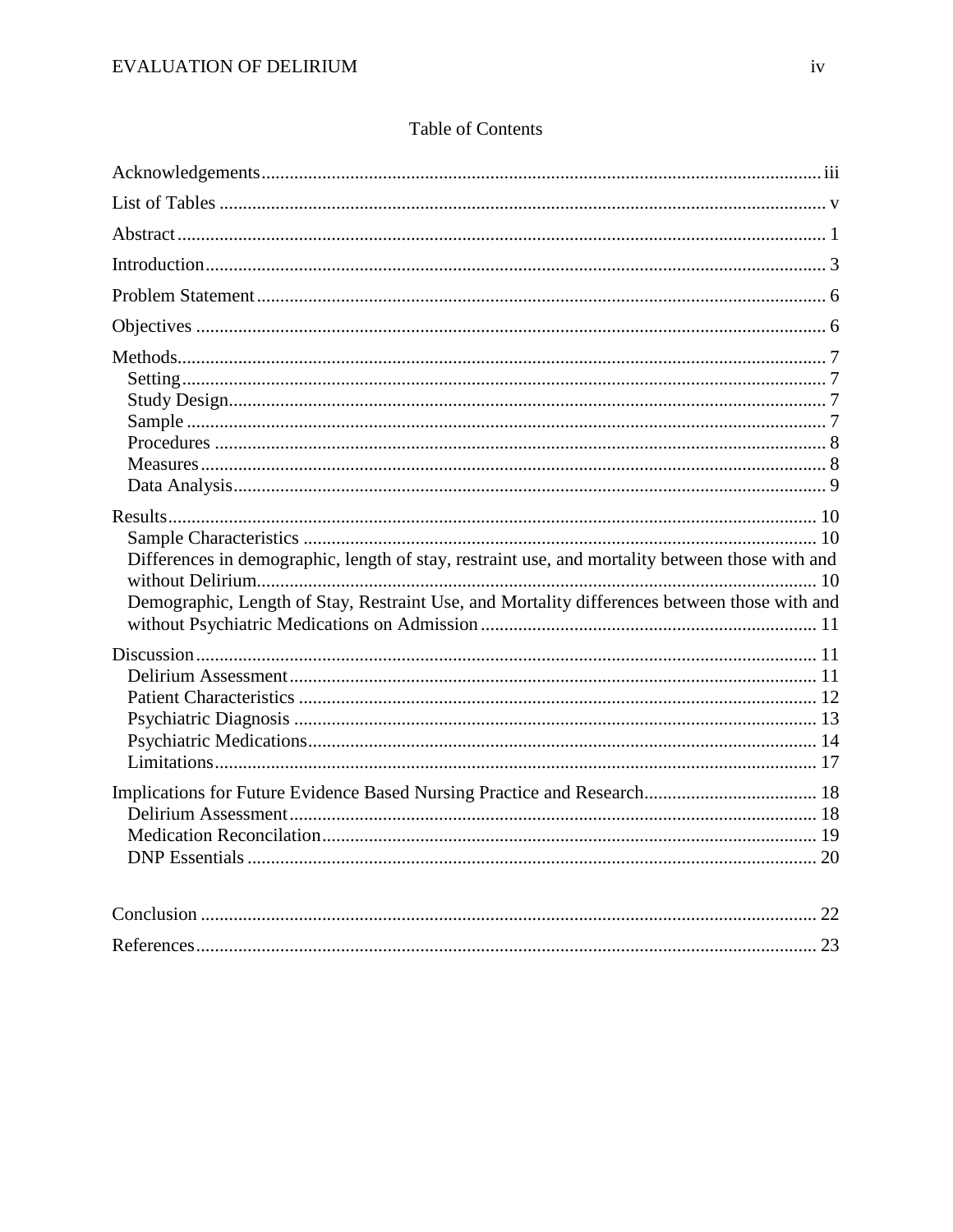# Table of Contents

Acknowledgements ........ iii

List of Tables ........ v

Abstract ........ 1

Introduction ........ 3

Problem Statement ........ 6

Objectives ........ 6

Methods ........ 7

- Setting ........ 7
- Study Design ........ 7
- Sample ........ 7
- Procedures ........ 8
- Measures ........ 8
- Data Analysis ........ 9

Results ........ 10

- Sample Characteristics ........ 10
- Differences in demographic, length of stay, restraint use, and mortality between those with and without Delirium ........ 10
- Demographic, Length of Stay, Restraint Use, and Mortality differences between those with and without Psychiatric Medications on Admission ........ 11

Discussion ........ 11

- Delirium Assessment ........ 11
- Patient Characteristics ........ 12
- Psychiatric Diagnosis ........ 13
- Psychiatric Medications ........ 14
- Limitations ........ 17

Implications for Future Evidence Based Nursing Practice and Research ........ 18

- Delirium Assessment ........ 18
- Medication Reconcilation ........ 19
- DNP Essentials ........ 20

Conclusion ........ 22

References ........ 23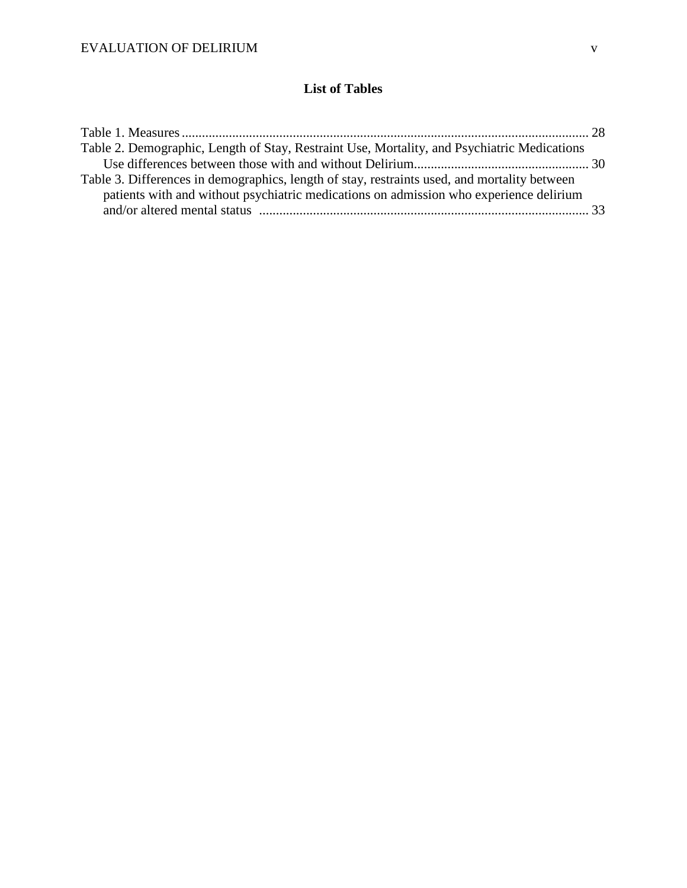## List of Tables

Table 1. Measures ........................................................................................................................ 28

Table 2. Demographic, Length of Stay, Restraint Use, Mortality, and Psychiatric Medications Use differences between those with and without Delirium .................................................... 30

Table 3. Differences in demographics, length of stay, restraints used, and mortality between patients with and without psychiatric medications on admission who experience delirium and/or altered mental status .................................................................................................. 33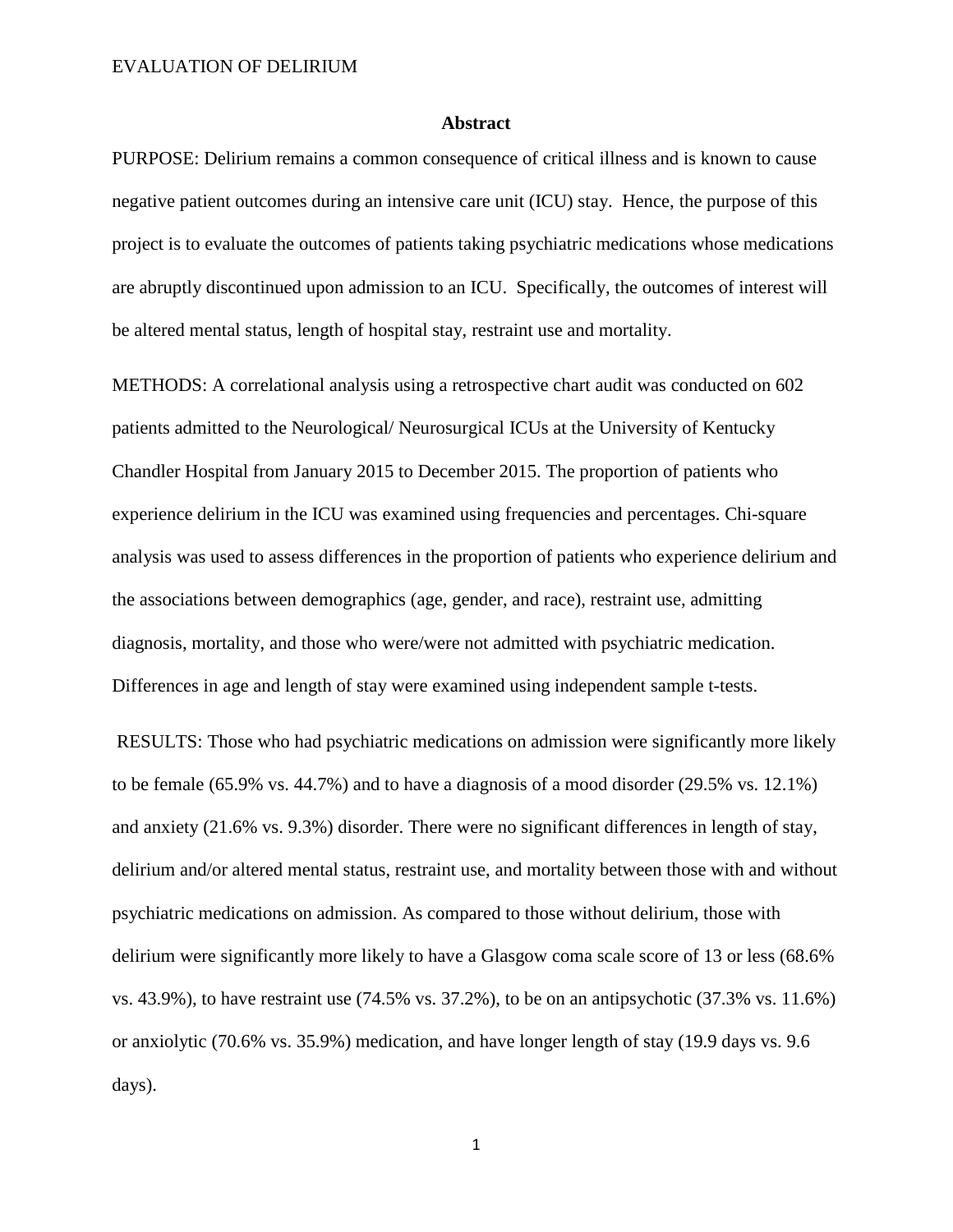## Abstract

PURPOSE: Delirium remains a common consequence of critical illness and is known to cause negative patient outcomes during an intensive care unit (ICU) stay. Hence, the purpose of this project is to evaluate the outcomes of patients taking psychiatric medications whose medications are abruptly discontinued upon admission to an ICU. Specifically, the outcomes of interest will be altered mental status, length of hospital stay, restraint use and mortality.

METHODS: A correlational analysis using a retrospective chart audit was conducted on 602 patients admitted to the Neurological/ Neurosurgical ICUs at the University of Kentucky Chandler Hospital from January 2015 to December 2015. The proportion of patients who experience delirium in the ICU was examined using frequencies and percentages. Chi-square analysis was used to assess differences in the proportion of patients who experience delirium and the associations between demographics (age, gender, and race), restraint use, admitting diagnosis, mortality, and those who were/were not admitted with psychiatric medication. Differences in age and length of stay were examined using independent sample t-tests.

RESULTS: Those who had psychiatric medications on admission were significantly more likely to be female (65.9% vs. 44.7%) and to have a diagnosis of a mood disorder (29.5% vs. 12.1%) and anxiety (21.6% vs. 9.3%) disorder. There were no significant differences in length of stay, delirium and/or altered mental status, restraint use, and mortality between those with and without psychiatric medications on admission. As compared to those without delirium, those with delirium were significantly more likely to have a Glasgow coma scale score of 13 or less (68.6% vs. 43.9%), to have restraint use (74.5% vs. 37.2%), to be on an antipsychotic (37.3% vs. 11.6%) or anxiolytic (70.6% vs. 35.9%) medication, and have longer length of stay (19.9 days vs. 9.6 days).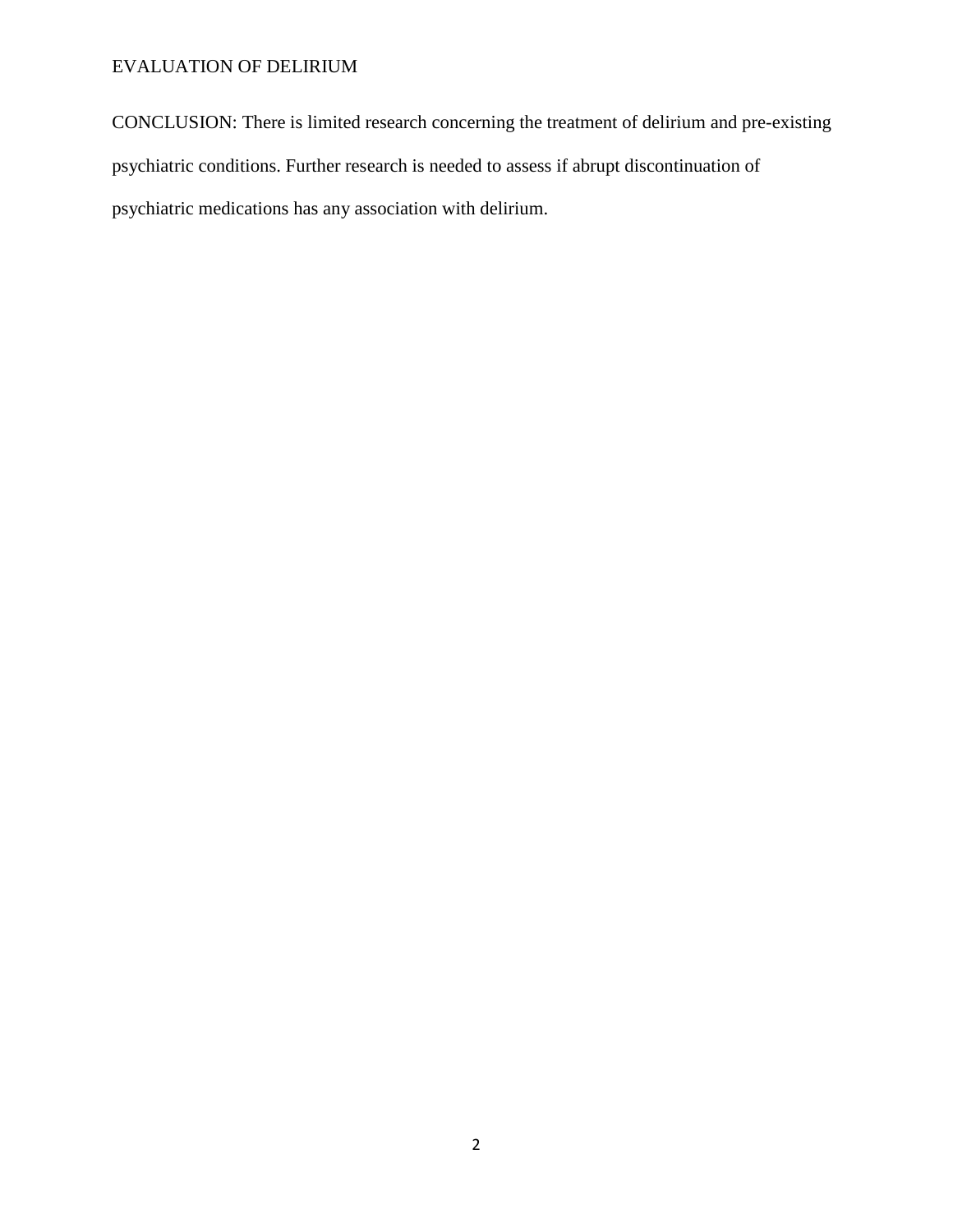CONCLUSION: There is limited research concerning the treatment of delirium and pre-existing psychiatric conditions. Further research is needed to assess if abrupt discontinuation of psychiatric medications has any association with delirium.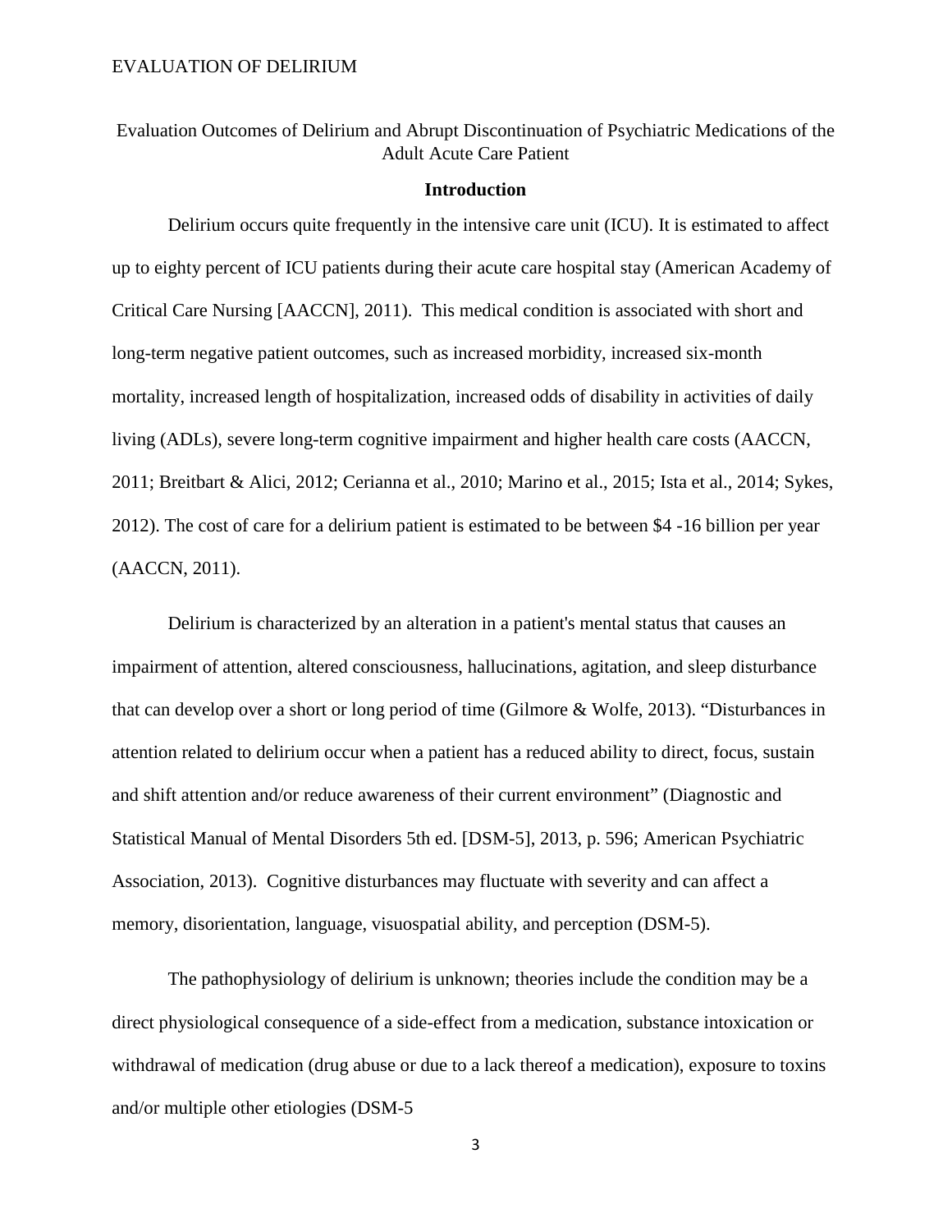Evaluation Outcomes of Delirium and Abrupt Discontinuation of Psychiatric Medications of the Adult Acute Care Patient

## Introduction

Delirium occurs quite frequently in the intensive care unit (ICU). It is estimated to affect up to eighty percent of ICU patients during their acute care hospital stay (American Academy of Critical Care Nursing [AACCN], 2011). This medical condition is associated with short and long-term negative patient outcomes, such as increased morbidity, increased six-month mortality, increased length of hospitalization, increased odds of disability in activities of daily living (ADLs), severe long-term cognitive impairment and higher health care costs (AACCN, 2011; Breitbart & Alici, 2012; Cerianna et al., 2010; Marino et al., 2015; Ista et al., 2014; Sykes, 2012). The cost of care for a delirium patient is estimated to be between $4 -16 billion per year (AACCN, 2011).

Delirium is characterized by an alteration in a patient's mental status that causes an impairment of attention, altered consciousness, hallucinations, agitation, and sleep disturbance that can develop over a short or long period of time (Gilmore & Wolfe, 2013). "Disturbances in attention related to delirium occur when a patient has a reduced ability to direct, focus, sustain and shift attention and/or reduce awareness of their current environment" (Diagnostic and Statistical Manual of Mental Disorders 5th ed. [DSM-5], 2013, p. 596; American Psychiatric Association, 2013). Cognitive disturbances may fluctuate with severity and can affect a memory, disorientation, language, visuospatial ability, and perception (DSM-5).

The pathophysiology of delirium is unknown; theories include the condition may be a direct physiological consequence of a side-effect from a medication, substance intoxication or withdrawal of medication (drug abuse or due to a lack thereof a medication), exposure to toxins and/or multiple other etiologies (DSM-5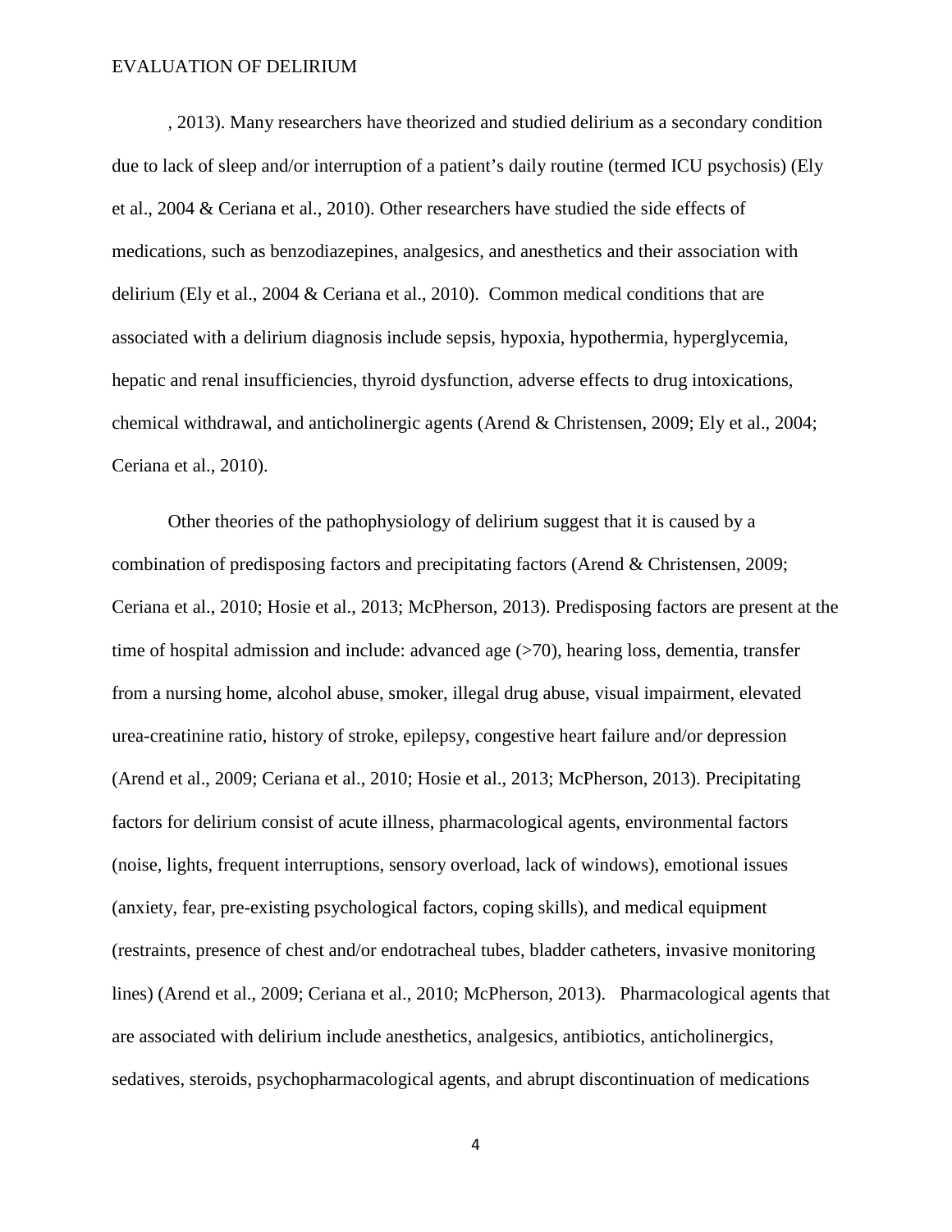, 2013). Many researchers have theorized and studied delirium as a secondary condition due to lack of sleep and/or interruption of a patient's daily routine (termed ICU psychosis) (Ely et al., 2004 & Ceriana et al., 2010). Other researchers have studied the side effects of medications, such as benzodiazepines, analgesics, and anesthetics and their association with delirium (Ely et al., 2004 & Ceriana et al., 2010). Common medical conditions that are associated with a delirium diagnosis include sepsis, hypoxia, hypothermia, hyperglycemia, hepatic and renal insufficiencies, thyroid dysfunction, adverse effects to drug intoxications, chemical withdrawal, and anticholinergic agents (Arend & Christensen, 2009; Ely et al., 2004; Ceriana et al., 2010).

Other theories of the pathophysiology of delirium suggest that it is caused by a combination of predisposing factors and precipitating factors (Arend & Christensen, 2009; Ceriana et al., 2010; Hosie et al., 2013; McPherson, 2013). Predisposing factors are present at the time of hospital admission and include: advanced age (>70), hearing loss, dementia, transfer from a nursing home, alcohol abuse, smoker, illegal drug abuse, visual impairment, elevated urea-creatinine ratio, history of stroke, epilepsy, congestive heart failure and/or depression (Arend et al., 2009; Ceriana et al., 2010; Hosie et al., 2013; McPherson, 2013). Precipitating factors for delirium consist of acute illness, pharmacological agents, environmental factors (noise, lights, frequent interruptions, sensory overload, lack of windows), emotional issues (anxiety, fear, pre-existing psychological factors, coping skills), and medical equipment (restraints, presence of chest and/or endotracheal tubes, bladder catheters, invasive monitoring lines) (Arend et al., 2009; Ceriana et al., 2010; McPherson, 2013). Pharmacological agents that are associated with delirium include anesthetics, analgesics, antibiotics, anticholinergics, sedatives, steroids, psychopharmacological agents, and abrupt discontinuation of medications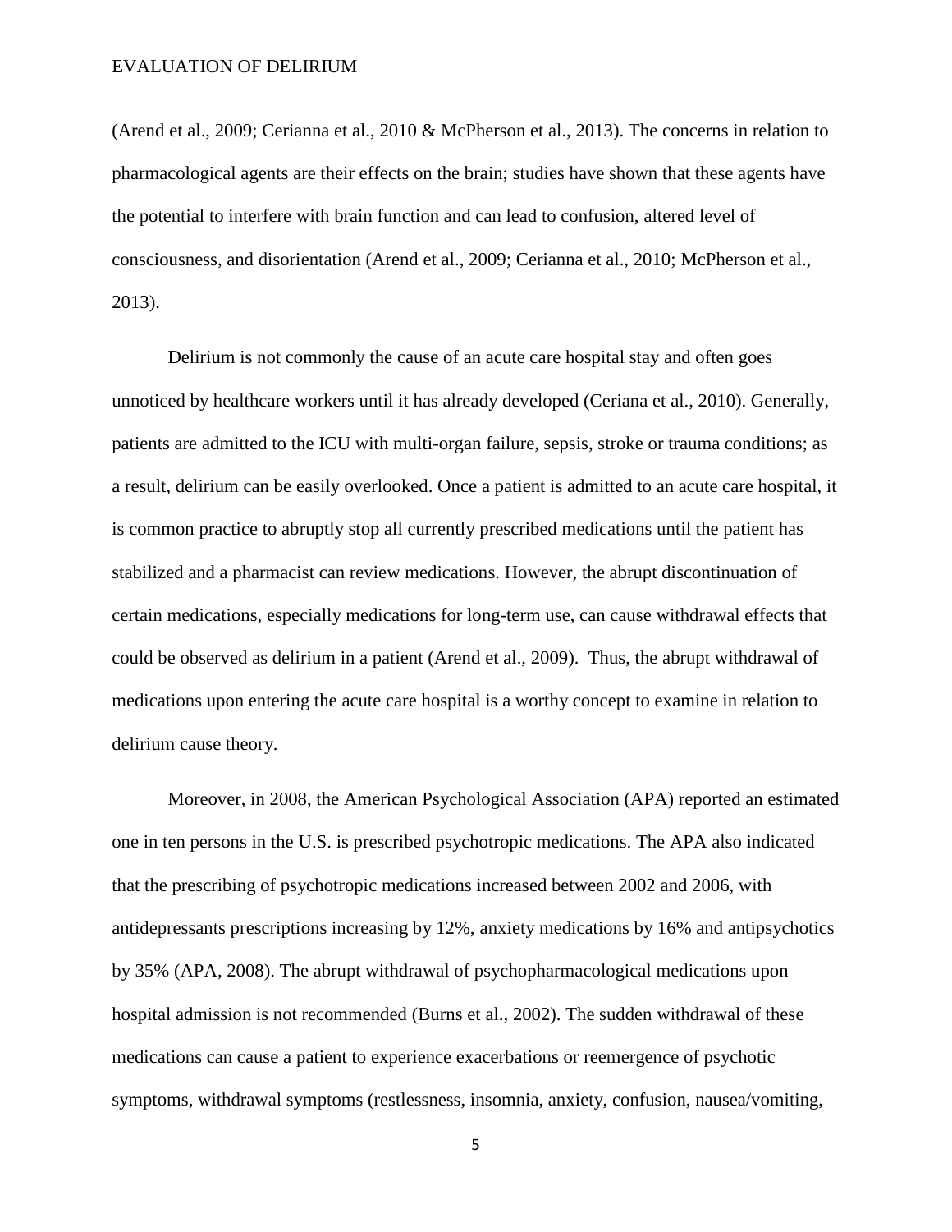(Arend et al., 2009; Cerianna et al., 2010 & McPherson et al., 2013). The concerns in relation to pharmacological agents are their effects on the brain; studies have shown that these agents have the potential to interfere with brain function and can lead to confusion, altered level of consciousness, and disorientation (Arend et al., 2009; Cerianna et al., 2010; McPherson et al., 2013).

Delirium is not commonly the cause of an acute care hospital stay and often goes unnoticed by healthcare workers until it has already developed (Ceriana et al., 2010). Generally, patients are admitted to the ICU with multi-organ failure, sepsis, stroke or trauma conditions; as a result, delirium can be easily overlooked. Once a patient is admitted to an acute care hospital, it is common practice to abruptly stop all currently prescribed medications until the patient has stabilized and a pharmacist can review medications. However, the abrupt discontinuation of certain medications, especially medications for long-term use, can cause withdrawal effects that could be observed as delirium in a patient (Arend et al., 2009). Thus, the abrupt withdrawal of medications upon entering the acute care hospital is a worthy concept to examine in relation to delirium cause theory.

Moreover, in 2008, the American Psychological Association (APA) reported an estimated one in ten persons in the U.S. is prescribed psychotropic medications. The APA also indicated that the prescribing of psychotropic medications increased between 2002 and 2006, with antidepressants prescriptions increasing by 12%, anxiety medications by 16% and antipsychotics by 35% (APA, 2008). The abrupt withdrawal of psychopharmacological medications upon hospital admission is not recommended (Burns et al., 2002). The sudden withdrawal of these medications can cause a patient to experience exacerbations or reemergence of psychotic symptoms, withdrawal symptoms (restlessness, insomnia, anxiety, confusion, nausea/vomiting,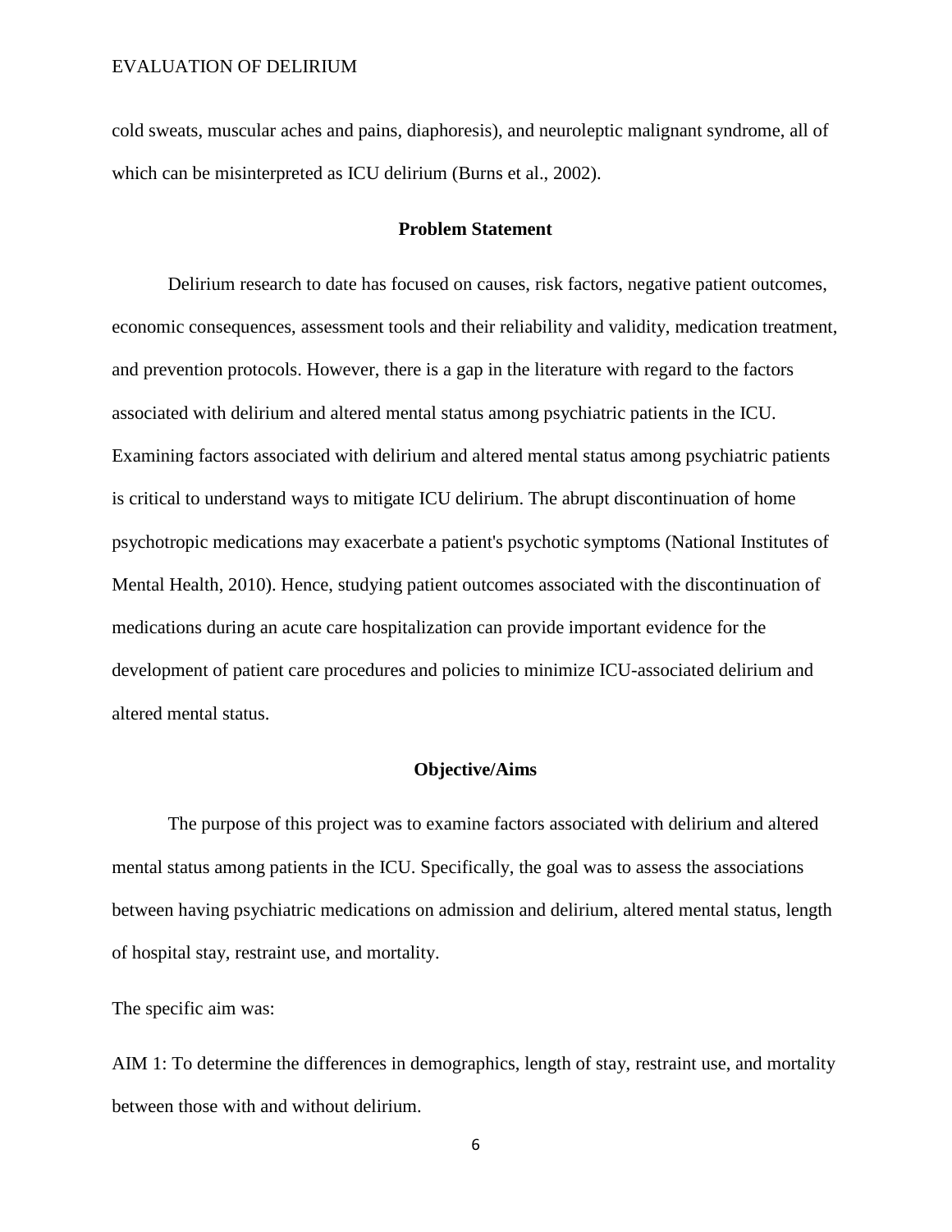cold sweats, muscular aches and pains, diaphoresis), and neuroleptic malignant syndrome, all of which can be misinterpreted as ICU delirium (Burns et al., 2002).

## Problem Statement

Delirium research to date has focused on causes, risk factors, negative patient outcomes, economic consequences, assessment tools and their reliability and validity, medication treatment, and prevention protocols. However, there is a gap in the literature with regard to the factors associated with delirium and altered mental status among psychiatric patients in the ICU. Examining factors associated with delirium and altered mental status among psychiatric patients is critical to understand ways to mitigate ICU delirium. The abrupt discontinuation of home psychotropic medications may exacerbate a patient's psychotic symptoms (National Institutes of Mental Health, 2010). Hence, studying patient outcomes associated with the discontinuation of medications during an acute care hospitalization can provide important evidence for the development of patient care procedures and policies to minimize ICU-associated delirium and altered mental status.

## Objective/Aims

The purpose of this project was to examine factors associated with delirium and altered mental status among patients in the ICU. Specifically, the goal was to assess the associations between having psychiatric medications on admission and delirium, altered mental status, length of hospital stay, restraint use, and mortality.

The specific aim was:

AIM 1: To determine the differences in demographics, length of stay, restraint use, and mortality between those with and without delirium.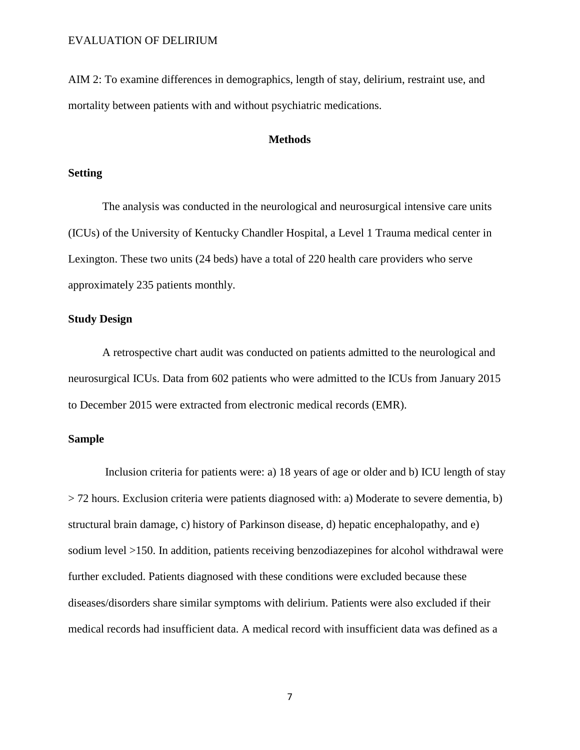AIM 2: To examine differences in demographics, length of stay, delirium, restraint use, and mortality between patients with and without psychiatric medications.

## Methods

### Setting

The analysis was conducted in the neurological and neurosurgical intensive care units (ICUs) of the University of Kentucky Chandler Hospital, a Level 1 Trauma medical center in Lexington. These two units (24 beds) have a total of 220 health care providers who serve approximately 235 patients monthly.

### Study Design

A retrospective chart audit was conducted on patients admitted to the neurological and neurosurgical ICUs. Data from 602 patients who were admitted to the ICUs from January 2015 to December 2015 were extracted from electronic medical records (EMR).

### Sample

Inclusion criteria for patients were: a) 18 years of age or older and b) ICU length of stay > 72 hours. Exclusion criteria were patients diagnosed with: a) Moderate to severe dementia, b) structural brain damage, c) history of Parkinson disease, d) hepatic encephalopathy, and e) sodium level >150. In addition, patients receiving benzodiazepines for alcohol withdrawal were further excluded. Patients diagnosed with these conditions were excluded because these diseases/disorders share similar symptoms with delirium. Patients were also excluded if their medical records had insufficient data. A medical record with insufficient data was defined as a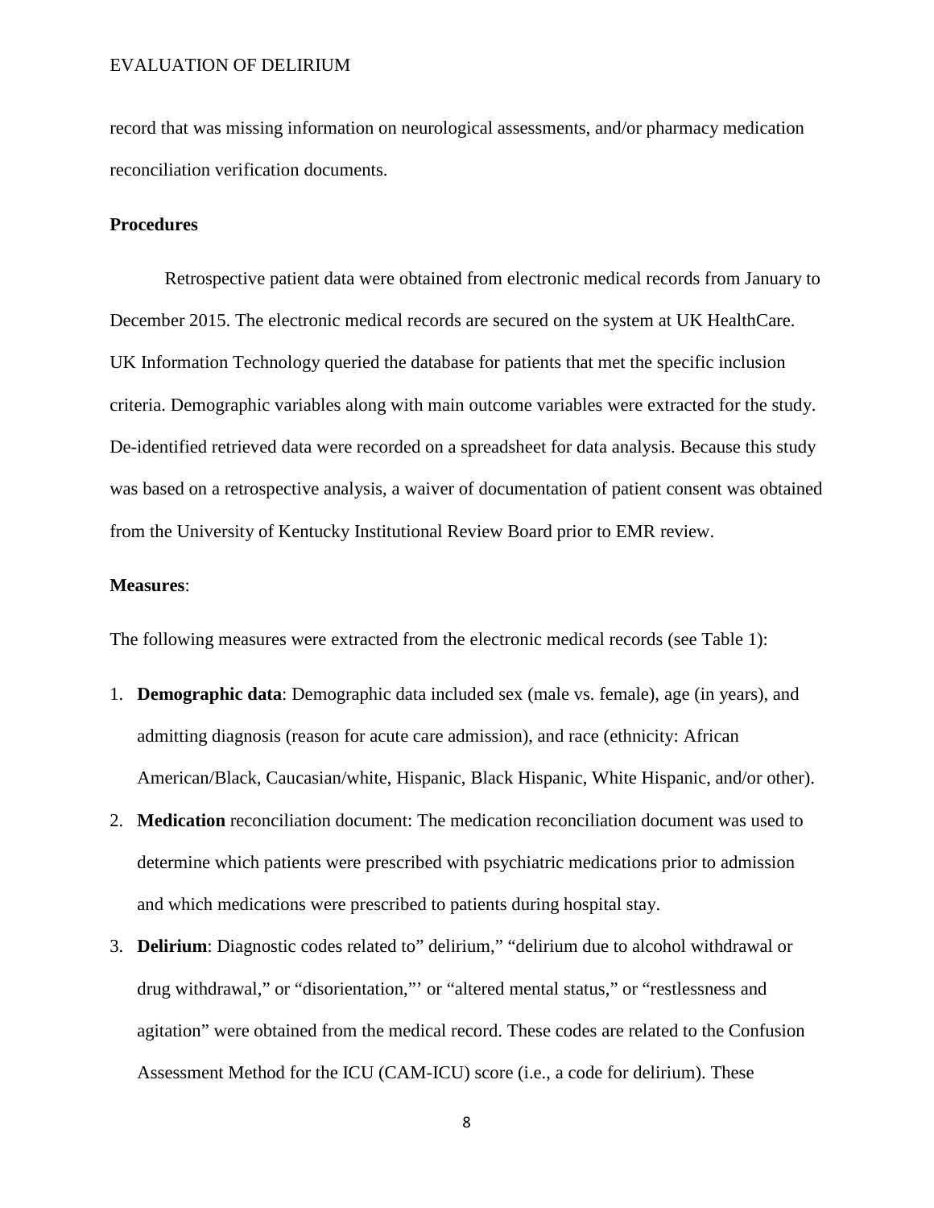record that was missing information on neurological assessments, and/or pharmacy medication reconciliation verification documents.

**Procedures**

Retrospective patient data were obtained from electronic medical records from January to December 2015. The electronic medical records are secured on the system at UK HealthCare. UK Information Technology queried the database for patients that met the specific inclusion criteria. Demographic variables along with main outcome variables were extracted for the study. De-identified retrieved data were recorded on a spreadsheet for data analysis. Because this study was based on a retrospective analysis, a waiver of documentation of patient consent was obtained from the University of Kentucky Institutional Review Board prior to EMR review.

**Measures**:

The following measures were extracted from the electronic medical records (see Table 1):

1. **Demographic data**: Demographic data included sex (male vs. female), age (in years), and admitting diagnosis (reason for acute care admission), and race (ethnicity: African American/Black, Caucasian/white, Hispanic, Black Hispanic, White Hispanic, and/or other).
2. **Medication** reconciliation document: The medication reconciliation document was used to determine which patients were prescribed with psychiatric medications prior to admission and which medications were prescribed to patients during hospital stay.
3. **Delirium**: Diagnostic codes related to" delirium," "delirium due to alcohol withdrawal or drug withdrawal," or "disorientation,"' or "altered mental status," or "restlessness and agitation" were obtained from the medical record. These codes are related to the Confusion Assessment Method for the ICU (CAM-ICU) score (i.e., a code for delirium). These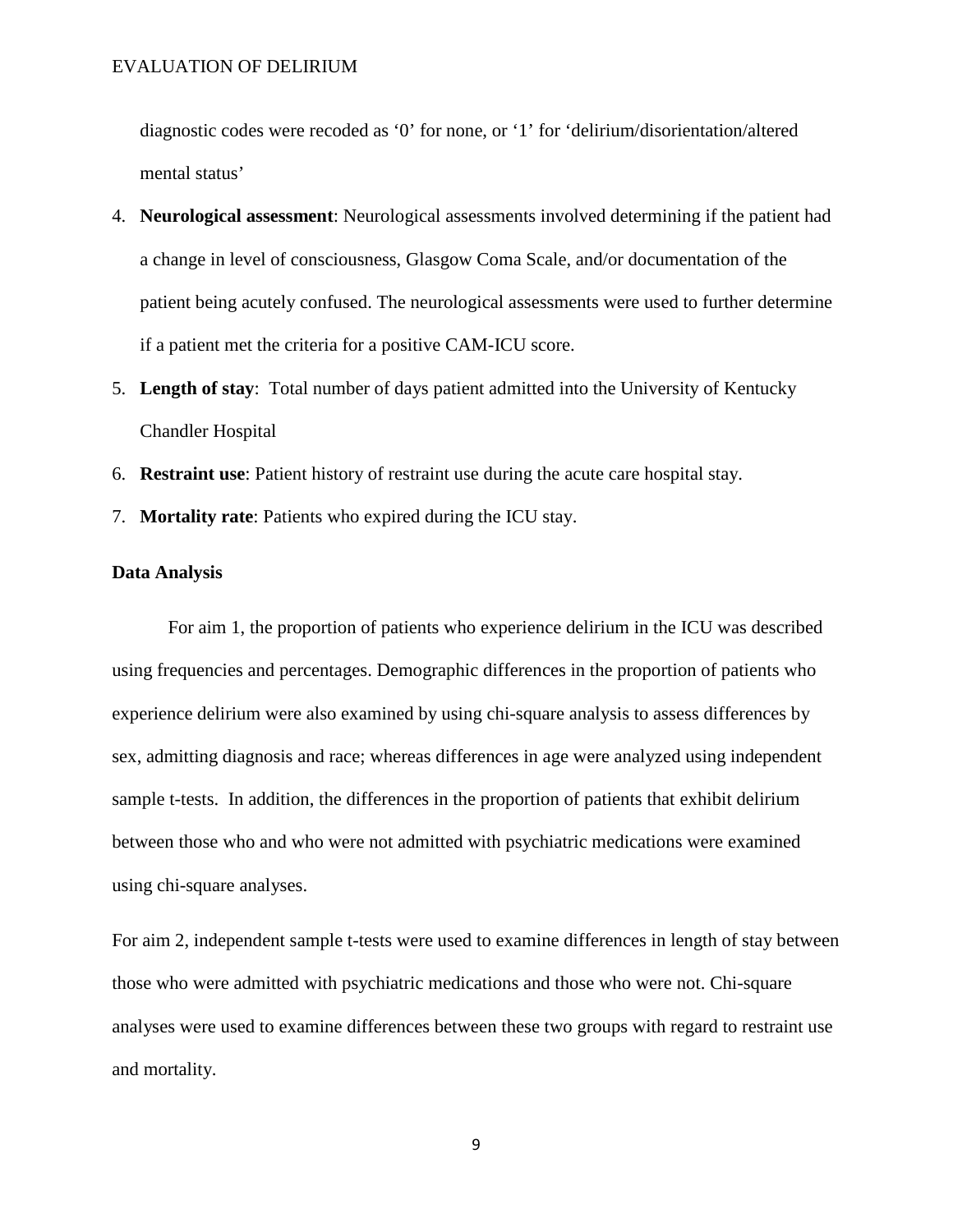diagnostic codes were recoded as '0' for none, or '1' for 'delirium/disorientation/altered mental status'

4. **Neurological assessment**: Neurological assessments involved determining if the patient had a change in level of consciousness, Glasgow Coma Scale, and/or documentation of the patient being acutely confused. The neurological assessments were used to further determine if a patient met the criteria for a positive CAM-ICU score.
5. **Length of stay**: Total number of days patient admitted into the University of Kentucky Chandler Hospital
6. **Restraint use**: Patient history of restraint use during the acute care hospital stay.
7. **Mortality rate**: Patients who expired during the ICU stay.

**Data Analysis**

For aim 1, the proportion of patients who experience delirium in the ICU was described using frequencies and percentages. Demographic differences in the proportion of patients who experience delirium were also examined by using chi-square analysis to assess differences by sex, admitting diagnosis and race; whereas differences in age were analyzed using independent sample t-tests. In addition, the differences in the proportion of patients that exhibit delirium between those who and who were not admitted with psychiatric medications were examined using chi-square analyses.

For aim 2, independent sample t-tests were used to examine differences in length of stay between those who were admitted with psychiatric medications and those who were not. Chi-square analyses were used to examine differences between these two groups with regard to restraint use and mortality.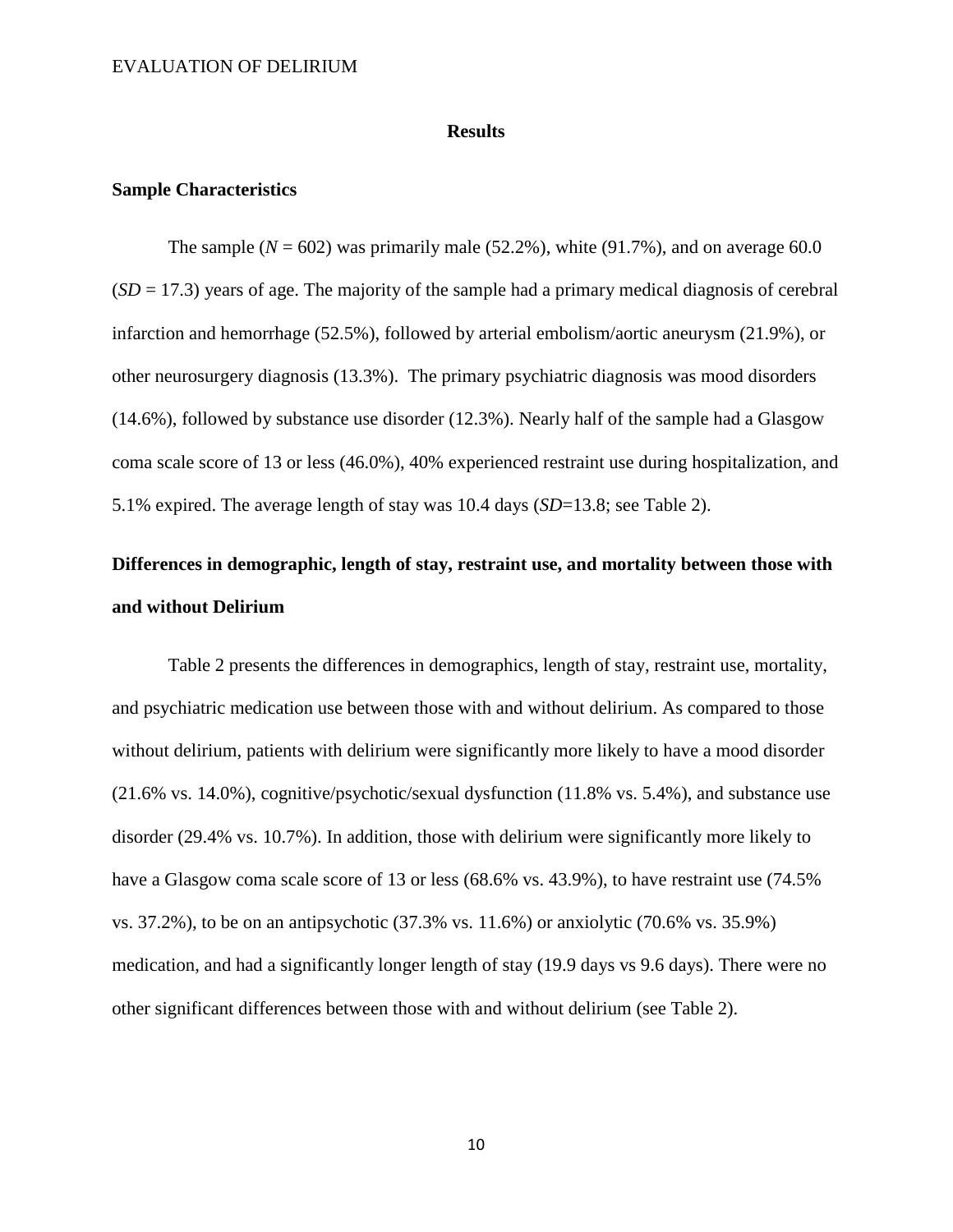## Results

### Sample Characteristics

The sample (*N* = 602) was primarily male (52.2%), white (91.7%), and on average 60.0 (*SD* = 17.3) years of age. The majority of the sample had a primary medical diagnosis of cerebral infarction and hemorrhage (52.5%), followed by arterial embolism/aortic aneurysm (21.9%), or other neurosurgery diagnosis (13.3%). The primary psychiatric diagnosis was mood disorders (14.6%), followed by substance use disorder (12.3%). Nearly half of the sample had a Glasgow coma scale score of 13 or less (46.0%), 40% experienced restraint use during hospitalization, and 5.1% expired. The average length of stay was 10.4 days (*SD*=13.8; see Table 2).

### Differences in demographic, length of stay, restraint use, and mortality between those with and without Delirium

Table 2 presents the differences in demographics, length of stay, restraint use, mortality, and psychiatric medication use between those with and without delirium. As compared to those without delirium, patients with delirium were significantly more likely to have a mood disorder (21.6% vs. 14.0%), cognitive/psychotic/sexual dysfunction (11.8% vs. 5.4%), and substance use disorder (29.4% vs. 10.7%). In addition, those with delirium were significantly more likely to have a Glasgow coma scale score of 13 or less (68.6% vs. 43.9%), to have restraint use (74.5% vs. 37.2%), to be on an antipsychotic (37.3% vs. 11.6%) or anxiolytic (70.6% vs. 35.9%) medication, and had a significantly longer length of stay (19.9 days vs 9.6 days). There were no other significant differences between those with and without delirium (see Table 2).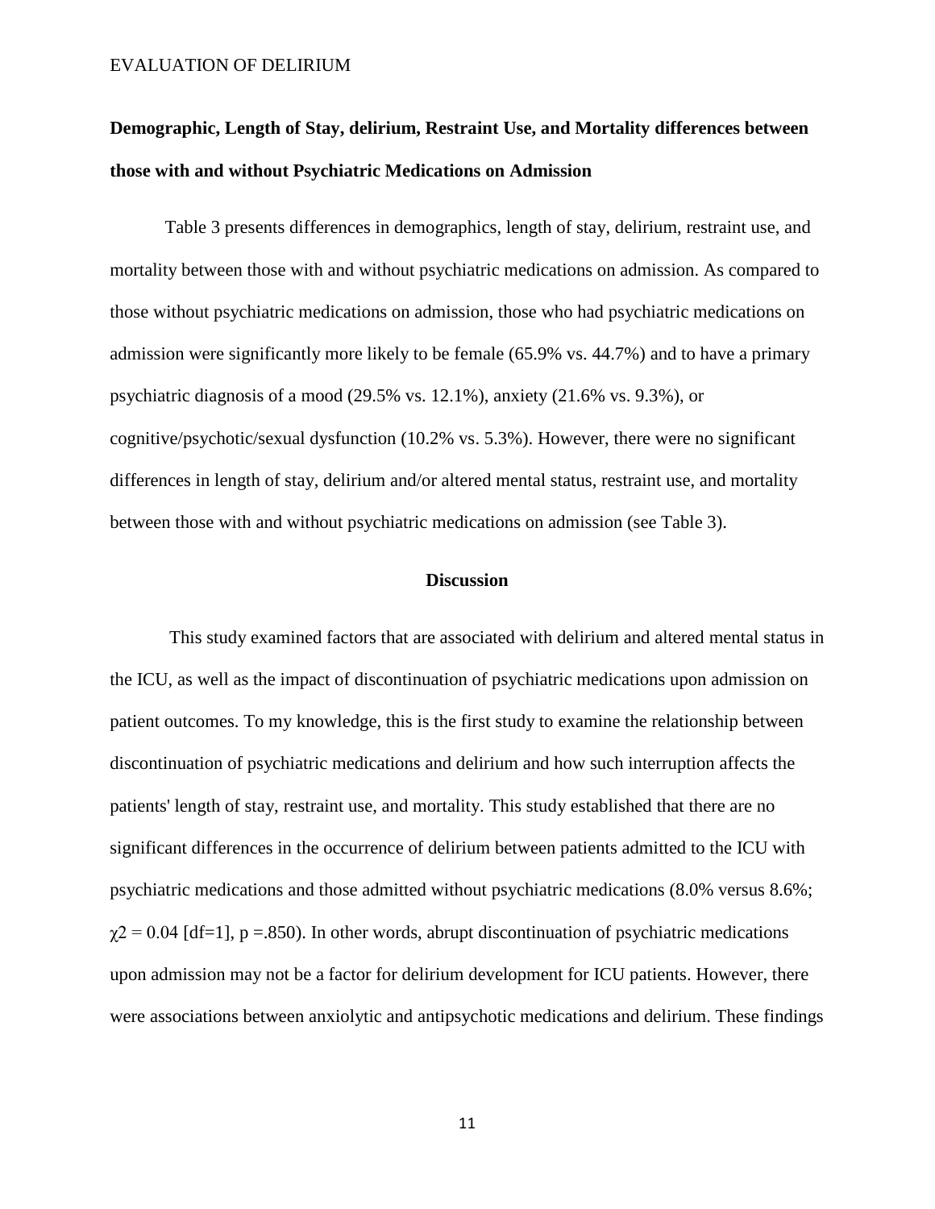## Demographic, Length of Stay, delirium, Restraint Use, and Mortality differences between those with and without Psychiatric Medications on Admission

Table 3 presents differences in demographics, length of stay, delirium, restraint use, and mortality between those with and without psychiatric medications on admission. As compared to those without psychiatric medications on admission, those who had psychiatric medications on admission were significantly more likely to be female (65.9% vs. 44.7%) and to have a primary psychiatric diagnosis of a mood (29.5% vs. 12.1%), anxiety (21.6% vs. 9.3%), or cognitive/psychotic/sexual dysfunction (10.2% vs. 5.3%). However, there were no significant differences in length of stay, delirium and/or altered mental status, restraint use, and mortality between those with and without psychiatric medications on admission (see Table 3).

## Discussion

This study examined factors that are associated with delirium and altered mental status in the ICU, as well as the impact of discontinuation of psychiatric medications upon admission on patient outcomes. To my knowledge, this is the first study to examine the relationship between discontinuation of psychiatric medications and delirium and how such interruption affects the patients' length of stay, restraint use, and mortality. This study established that there are no significant differences in the occurrence of delirium between patients admitted to the ICU with psychiatric medications and those admitted without psychiatric medications (8.0% versus 8.6%; $\chi^2 = 0.04$ [df=1], $p = .850$). In other words, abrupt discontinuation of psychiatric medications upon admission may not be a factor for delirium development for ICU patients. However, there were associations between anxiolytic and antipsychotic medications and delirium. These findings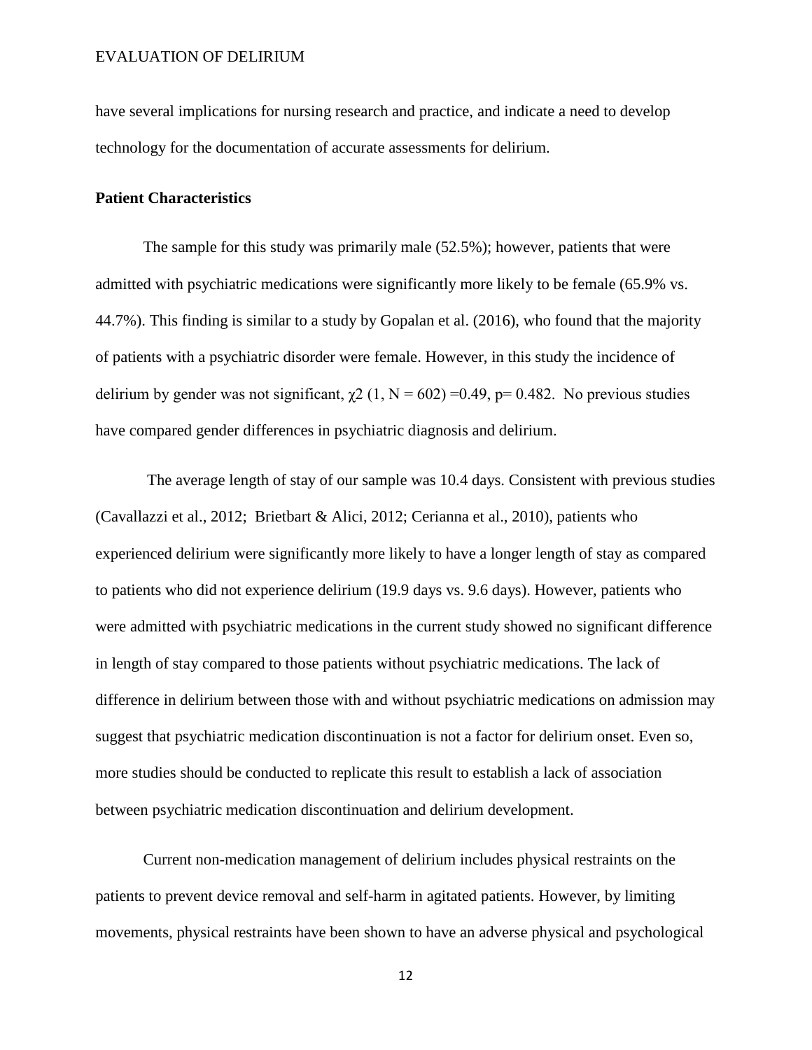have several implications for nursing research and practice, and indicate a need to develop technology for the documentation of accurate assessments for delirium.

**Patient Characteristics**

The sample for this study was primarily male (52.5%); however, patients that were admitted with psychiatric medications were significantly more likely to be female (65.9% vs. 44.7%). This finding is similar to a study by Gopalan et al. (2016), who found that the majority of patients with a psychiatric disorder were female. However, in this study the incidence of delirium by gender was not significant, $\chi^2$ (1, N = 602) =0.49, p= 0.482. No previous studies have compared gender differences in psychiatric diagnosis and delirium.

The average length of stay of our sample was 10.4 days. Consistent with previous studies (Cavallazzi et al., 2012; Brietbart & Alici, 2012; Cerianna et al., 2010), patients who experienced delirium were significantly more likely to have a longer length of stay as compared to patients who did not experience delirium (19.9 days vs. 9.6 days). However, patients who were admitted with psychiatric medications in the current study showed no significant difference in length of stay compared to those patients without psychiatric medications. The lack of difference in delirium between those with and without psychiatric medications on admission may suggest that psychiatric medication discontinuation is not a factor for delirium onset. Even so, more studies should be conducted to replicate this result to establish a lack of association between psychiatric medication discontinuation and delirium development.

Current non-medication management of delirium includes physical restraints on the patients to prevent device removal and self-harm in agitated patients. However, by limiting movements, physical restraints have been shown to have an adverse physical and psychological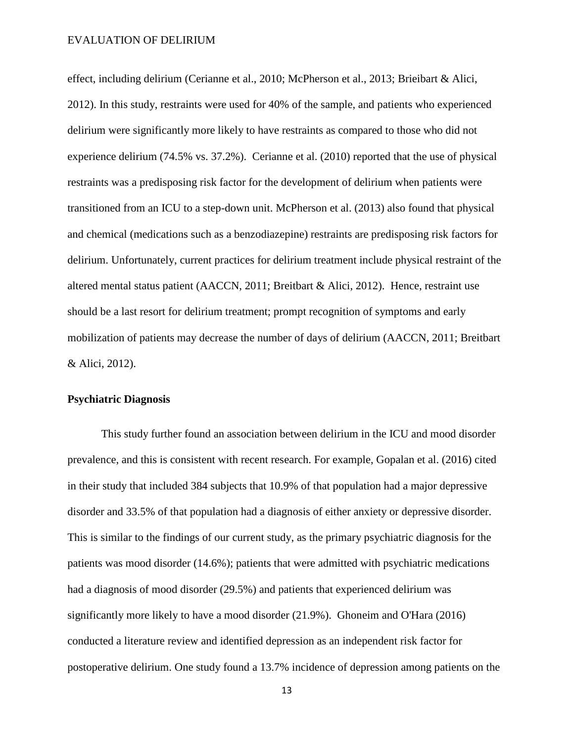effect, including delirium (Cerianne et al., 2010; McPherson et al., 2013; Brieibart & Alici, 2012). In this study, restraints were used for 40% of the sample, and patients who experienced delirium were significantly more likely to have restraints as compared to those who did not experience delirium (74.5% vs. 37.2%). Cerianne et al. (2010) reported that the use of physical restraints was a predisposing risk factor for the development of delirium when patients were transitioned from an ICU to a step-down unit. McPherson et al. (2013) also found that physical and chemical (medications such as a benzodiazepine) restraints are predisposing risk factors for delirium. Unfortunately, current practices for delirium treatment include physical restraint of the altered mental status patient (AACCN, 2011; Breitbart & Alici, 2012). Hence, restraint use should be a last resort for delirium treatment; prompt recognition of symptoms and early mobilization of patients may decrease the number of days of delirium (AACCN, 2011; Breitbart & Alici, 2012).

**Psychiatric Diagnosis**

This study further found an association between delirium in the ICU and mood disorder prevalence, and this is consistent with recent research. For example, Gopalan et al. (2016) cited in their study that included 384 subjects that 10.9% of that population had a major depressive disorder and 33.5% of that population had a diagnosis of either anxiety or depressive disorder. This is similar to the findings of our current study, as the primary psychiatric diagnosis for the patients was mood disorder (14.6%); patients that were admitted with psychiatric medications had a diagnosis of mood disorder (29.5%) and patients that experienced delirium was significantly more likely to have a mood disorder (21.9%). Ghoneim and O'Hara (2016) conducted a literature review and identified depression as an independent risk factor for postoperative delirium. One study found a 13.7% incidence of depression among patients on the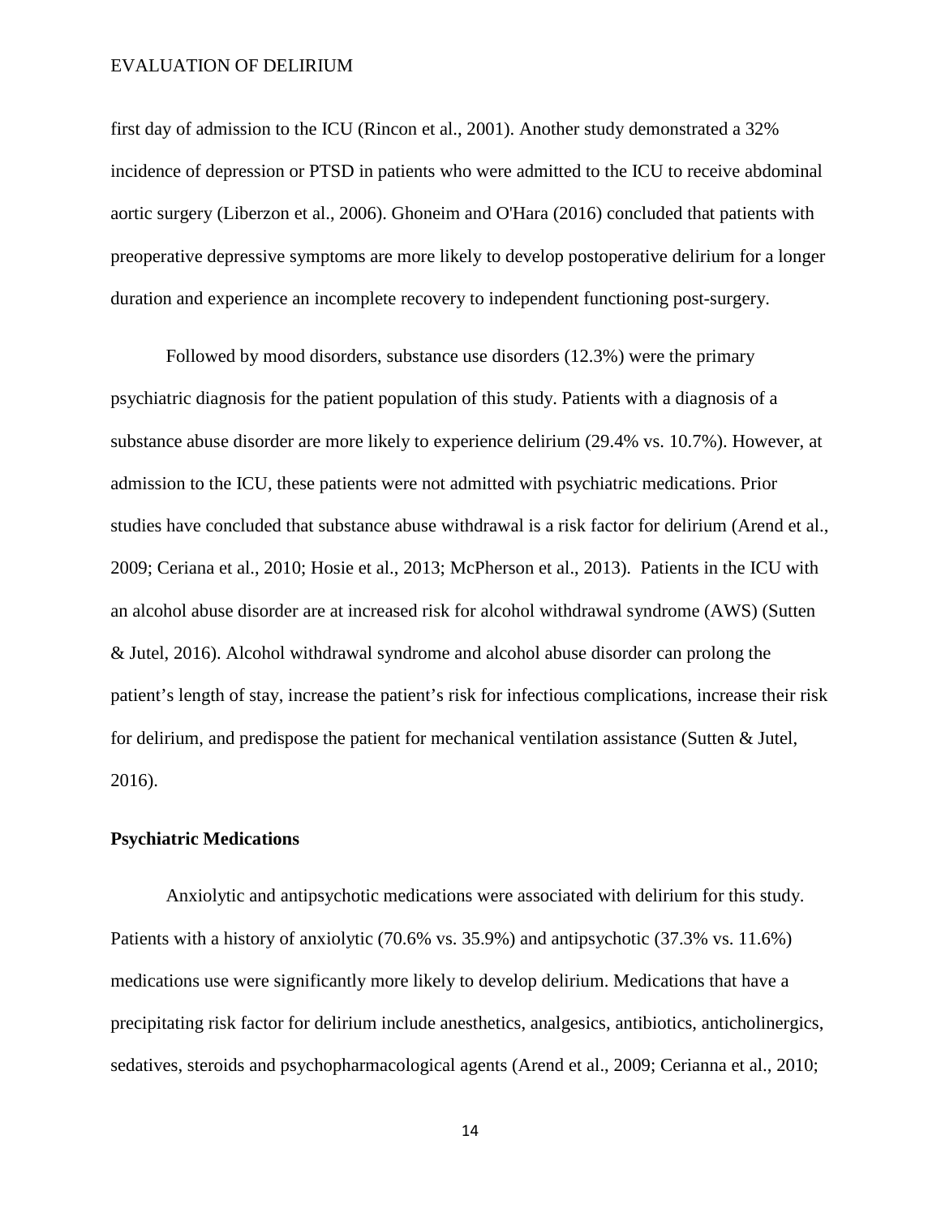first day of admission to the ICU (Rincon et al., 2001). Another study demonstrated a 32% incidence of depression or PTSD in patients who were admitted to the ICU to receive abdominal aortic surgery (Liberzon et al., 2006). Ghoneim and O'Hara (2016) concluded that patients with preoperative depressive symptoms are more likely to develop postoperative delirium for a longer duration and experience an incomplete recovery to independent functioning post-surgery.

Followed by mood disorders, substance use disorders (12.3%) were the primary psychiatric diagnosis for the patient population of this study. Patients with a diagnosis of a substance abuse disorder are more likely to experience delirium (29.4% vs. 10.7%). However, at admission to the ICU, these patients were not admitted with psychiatric medications. Prior studies have concluded that substance abuse withdrawal is a risk factor for delirium (Arend et al., 2009; Ceriana et al., 2010; Hosie et al., 2013; McPherson et al., 2013). Patients in the ICU with an alcohol abuse disorder are at increased risk for alcohol withdrawal syndrome (AWS) (Sutten & Jutel, 2016). Alcohol withdrawal syndrome and alcohol abuse disorder can prolong the patient's length of stay, increase the patient's risk for infectious complications, increase their risk for delirium, and predispose the patient for mechanical ventilation assistance (Sutten & Jutel, 2016).

**Psychiatric Medications**

Anxiolytic and antipsychotic medications were associated with delirium for this study. Patients with a history of anxiolytic (70.6% vs. 35.9%) and antipsychotic (37.3% vs. 11.6%) medications use were significantly more likely to develop delirium. Medications that have a precipitating risk factor for delirium include anesthetics, analgesics, antibiotics, anticholinergics, sedatives, steroids and psychopharmacological agents (Arend et al., 2009; Cerianna et al., 2010;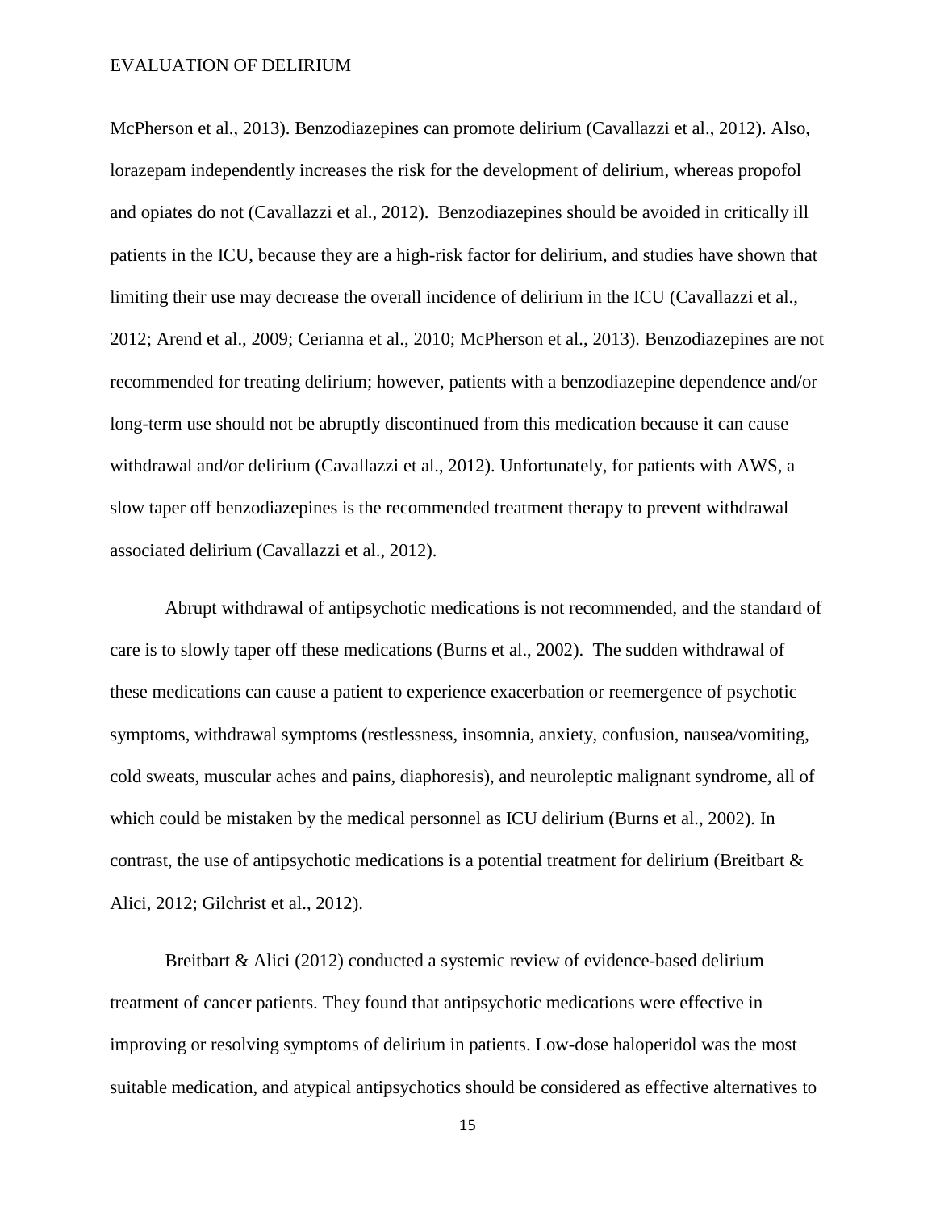McPherson et al., 2013). Benzodiazepines can promote delirium (Cavallazzi et al., 2012). Also, lorazepam independently increases the risk for the development of delirium, whereas propofol and opiates do not (Cavallazzi et al., 2012). Benzodiazepines should be avoided in critically ill patients in the ICU, because they are a high-risk factor for delirium, and studies have shown that limiting their use may decrease the overall incidence of delirium in the ICU (Cavallazzi et al., 2012; Arend et al., 2009; Cerianna et al., 2010; McPherson et al., 2013). Benzodiazepines are not recommended for treating delirium; however, patients with a benzodiazepine dependence and/or long-term use should not be abruptly discontinued from this medication because it can cause withdrawal and/or delirium (Cavallazzi et al., 2012). Unfortunately, for patients with AWS, a slow taper off benzodiazepines is the recommended treatment therapy to prevent withdrawal associated delirium (Cavallazzi et al., 2012).

Abrupt withdrawal of antipsychotic medications is not recommended, and the standard of care is to slowly taper off these medications (Burns et al., 2002). The sudden withdrawal of these medications can cause a patient to experience exacerbation or reemergence of psychotic symptoms, withdrawal symptoms (restlessness, insomnia, anxiety, confusion, nausea/vomiting, cold sweats, muscular aches and pains, diaphoresis), and neuroleptic malignant syndrome, all of which could be mistaken by the medical personnel as ICU delirium (Burns et al., 2002). In contrast, the use of antipsychotic medications is a potential treatment for delirium (Breitbart & Alici, 2012; Gilchrist et al., 2012).

Breitbart & Alici (2012) conducted a systemic review of evidence-based delirium treatment of cancer patients. They found that antipsychotic medications were effective in improving or resolving symptoms of delirium in patients. Low-dose haloperidol was the most suitable medication, and atypical antipsychotics should be considered as effective alternatives to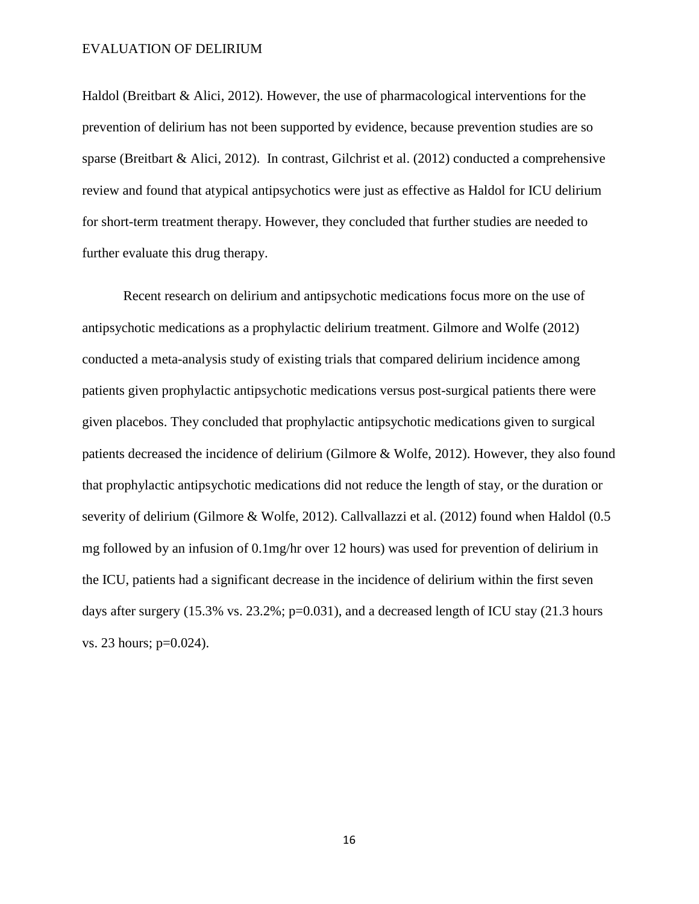Haldol (Breitbart & Alici, 2012). However, the use of pharmacological interventions for the prevention of delirium has not been supported by evidence, because prevention studies are so sparse (Breitbart & Alici, 2012). In contrast, Gilchrist et al. (2012) conducted a comprehensive review and found that atypical antipsychotics were just as effective as Haldol for ICU delirium for short-term treatment therapy. However, they concluded that further studies are needed to further evaluate this drug therapy.

Recent research on delirium and antipsychotic medications focus more on the use of antipsychotic medications as a prophylactic delirium treatment. Gilmore and Wolfe (2012) conducted a meta-analysis study of existing trials that compared delirium incidence among patients given prophylactic antipsychotic medications versus post-surgical patients there were given placebos. They concluded that prophylactic antipsychotic medications given to surgical patients decreased the incidence of delirium (Gilmore & Wolfe, 2012). However, they also found that prophylactic antipsychotic medications did not reduce the length of stay, or the duration or severity of delirium (Gilmore & Wolfe, 2012). Callvallazzi et al. (2012) found when Haldol (0.5 mg followed by an infusion of 0.1mg/hr over 12 hours) was used for prevention of delirium in the ICU, patients had a significant decrease in the incidence of delirium within the first seven days after surgery (15.3% vs. 23.2%; $p=0.031$), and a decreased length of ICU stay (21.3 hours vs. 23 hours; $p=0.024$).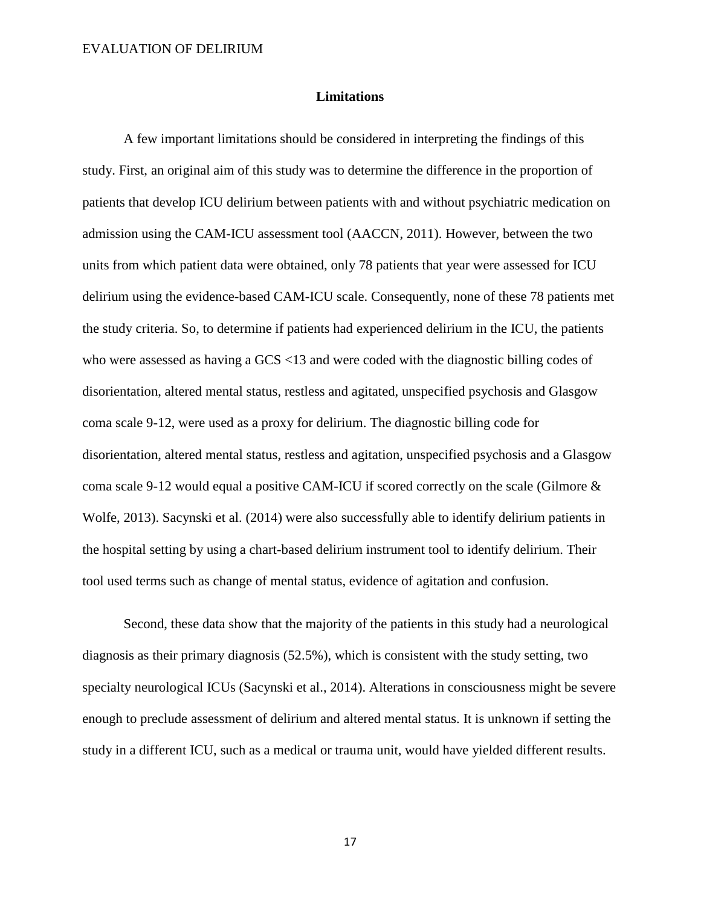## Limitations

A few important limitations should be considered in interpreting the findings of this study. First, an original aim of this study was to determine the difference in the proportion of patients that develop ICU delirium between patients with and without psychiatric medication on admission using the CAM-ICU assessment tool (AACCN, 2011). However, between the two units from which patient data were obtained, only 78 patients that year were assessed for ICU delirium using the evidence-based CAM-ICU scale. Consequently, none of these 78 patients met the study criteria. So, to determine if patients had experienced delirium in the ICU, the patients who were assessed as having a GCS <13 and were coded with the diagnostic billing codes of disorientation, altered mental status, restless and agitated, unspecified psychosis and Glasgow coma scale 9-12, were used as a proxy for delirium. The diagnostic billing code for disorientation, altered mental status, restless and agitation, unspecified psychosis and a Glasgow coma scale 9-12 would equal a positive CAM-ICU if scored correctly on the scale (Gilmore & Wolfe, 2013). Sacynski et al. (2014) were also successfully able to identify delirium patients in the hospital setting by using a chart-based delirium instrument tool to identify delirium. Their tool used terms such as change of mental status, evidence of agitation and confusion.

Second, these data show that the majority of the patients in this study had a neurological diagnosis as their primary diagnosis (52.5%), which is consistent with the study setting, two specialty neurological ICUs (Sacynski et al., 2014). Alterations in consciousness might be severe enough to preclude assessment of delirium and altered mental status. It is unknown if setting the study in a different ICU, such as a medical or trauma unit, would have yielded different results.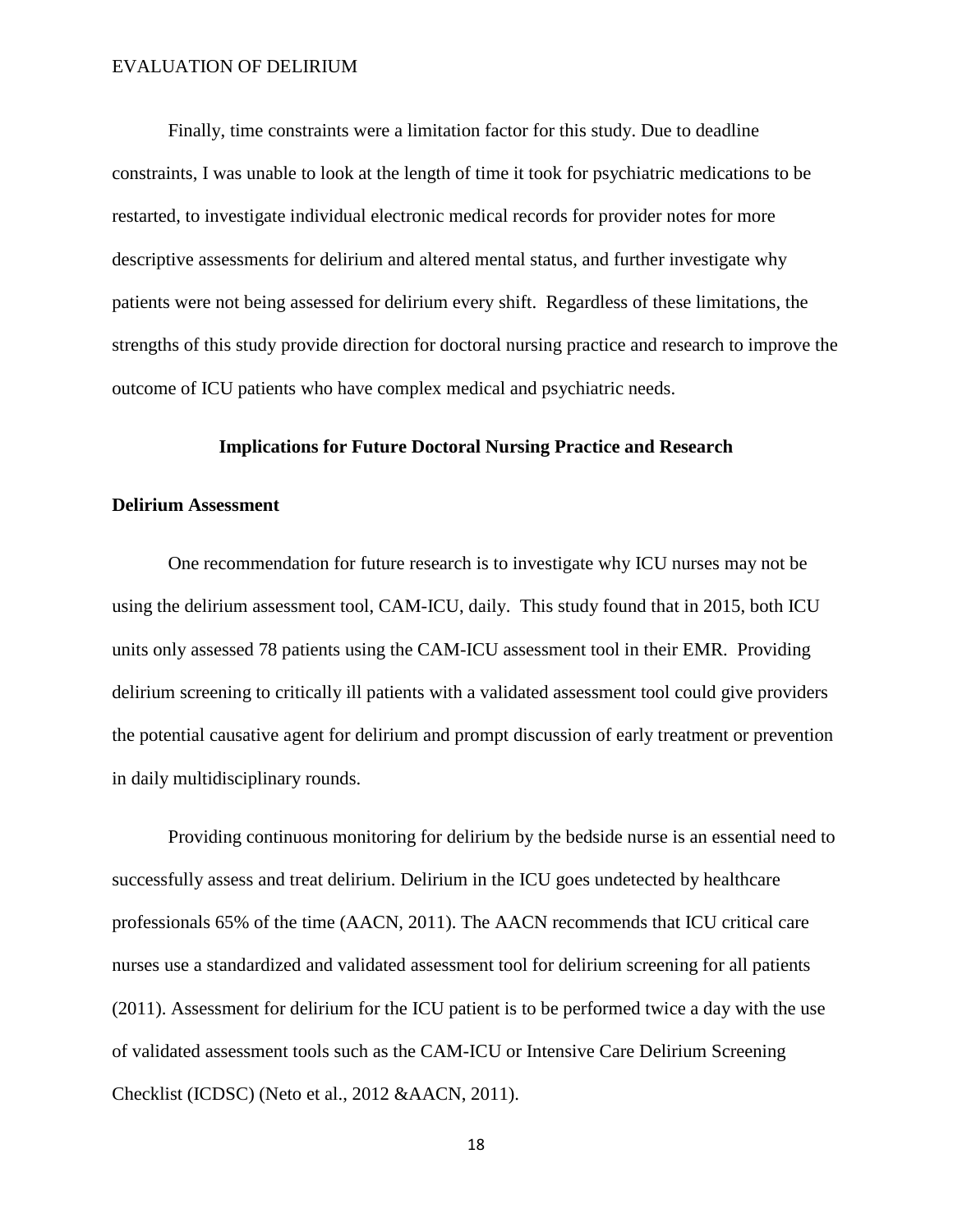Finally, time constraints were a limitation factor for this study. Due to deadline constraints, I was unable to look at the length of time it took for psychiatric medications to be restarted, to investigate individual electronic medical records for provider notes for more descriptive assessments for delirium and altered mental status, and further investigate why patients were not being assessed for delirium every shift. Regardless of these limitations, the strengths of this study provide direction for doctoral nursing practice and research to improve the outcome of ICU patients who have complex medical and psychiatric needs.

## Implications for Future Doctoral Nursing Practice and Research

### Delirium Assessment

One recommendation for future research is to investigate why ICU nurses may not be using the delirium assessment tool, CAM-ICU, daily. This study found that in 2015, both ICU units only assessed 78 patients using the CAM-ICU assessment tool in their EMR. Providing delirium screening to critically ill patients with a validated assessment tool could give providers the potential causative agent for delirium and prompt discussion of early treatment or prevention in daily multidisciplinary rounds.

Providing continuous monitoring for delirium by the bedside nurse is an essential need to successfully assess and treat delirium. Delirium in the ICU goes undetected by healthcare professionals 65% of the time (AACN, 2011). The AACN recommends that ICU critical care nurses use a standardized and validated assessment tool for delirium screening for all patients (2011). Assessment for delirium for the ICU patient is to be performed twice a day with the use of validated assessment tools such as the CAM-ICU or Intensive Care Delirium Screening Checklist (ICDSC) (Neto et al., 2012 &AACN, 2011).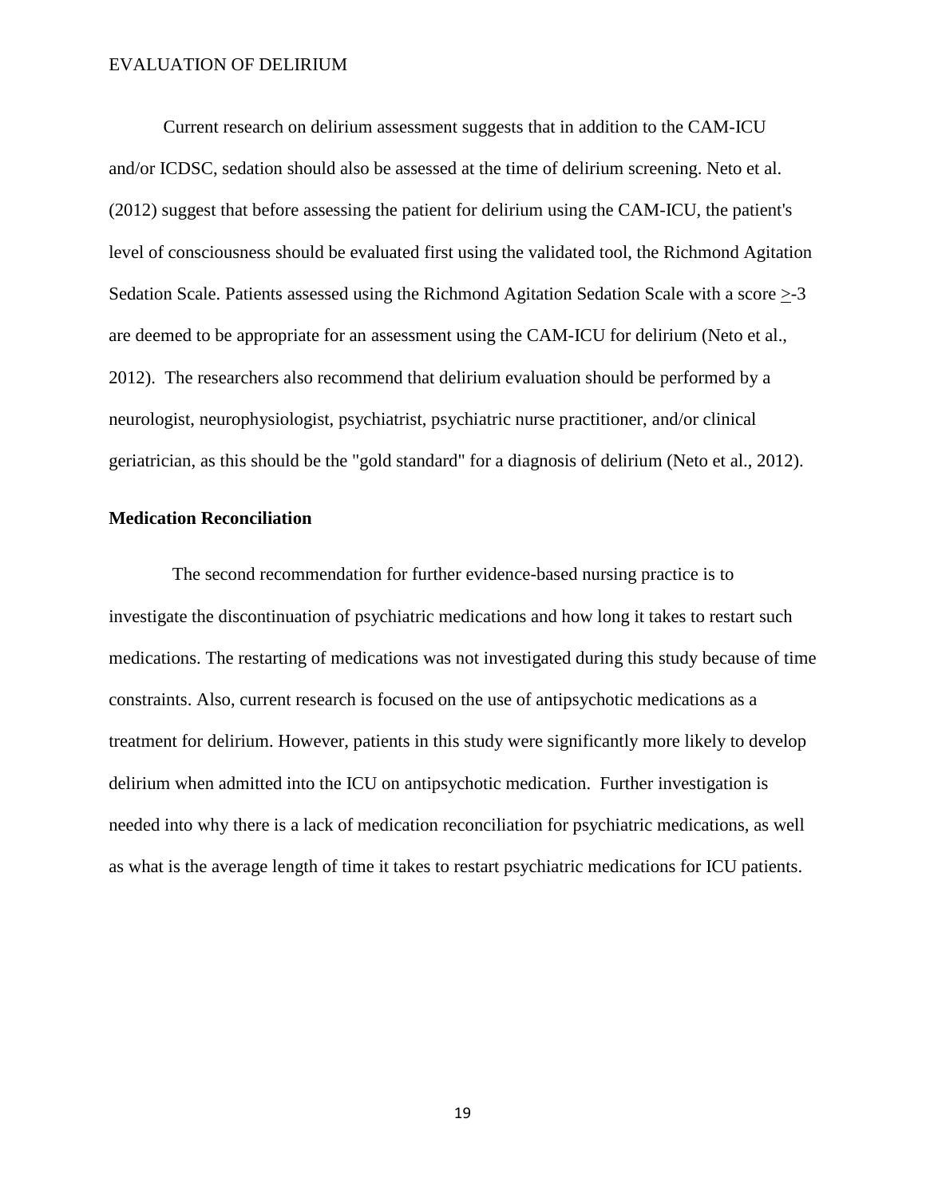Current research on delirium assessment suggests that in addition to the CAM-ICU and/or ICDSC, sedation should also be assessed at the time of delirium screening. Neto et al. (2012) suggest that before assessing the patient for delirium using the CAM-ICU, the patient's level of consciousness should be evaluated first using the validated tool, the Richmond Agitation Sedation Scale. Patients assessed using the Richmond Agitation Sedation Scale with a score $\geq$-3 are deemed to be appropriate for an assessment using the CAM-ICU for delirium (Neto et al., 2012). The researchers also recommend that delirium evaluation should be performed by a neurologist, neurophysiologist, psychiatrist, psychiatric nurse practitioner, and/or clinical geriatrician, as this should be the "gold standard" for a diagnosis of delirium (Neto et al., 2012).

**Medication Reconciliation**

The second recommendation for further evidence-based nursing practice is to investigate the discontinuation of psychiatric medications and how long it takes to restart such medications. The restarting of medications was not investigated during this study because of time constraints. Also, current research is focused on the use of antipsychotic medications as a treatment for delirium. However, patients in this study were significantly more likely to develop delirium when admitted into the ICU on antipsychotic medication. Further investigation is needed into why there is a lack of medication reconciliation for psychiatric medications, as well as what is the average length of time it takes to restart psychiatric medications for ICU patients.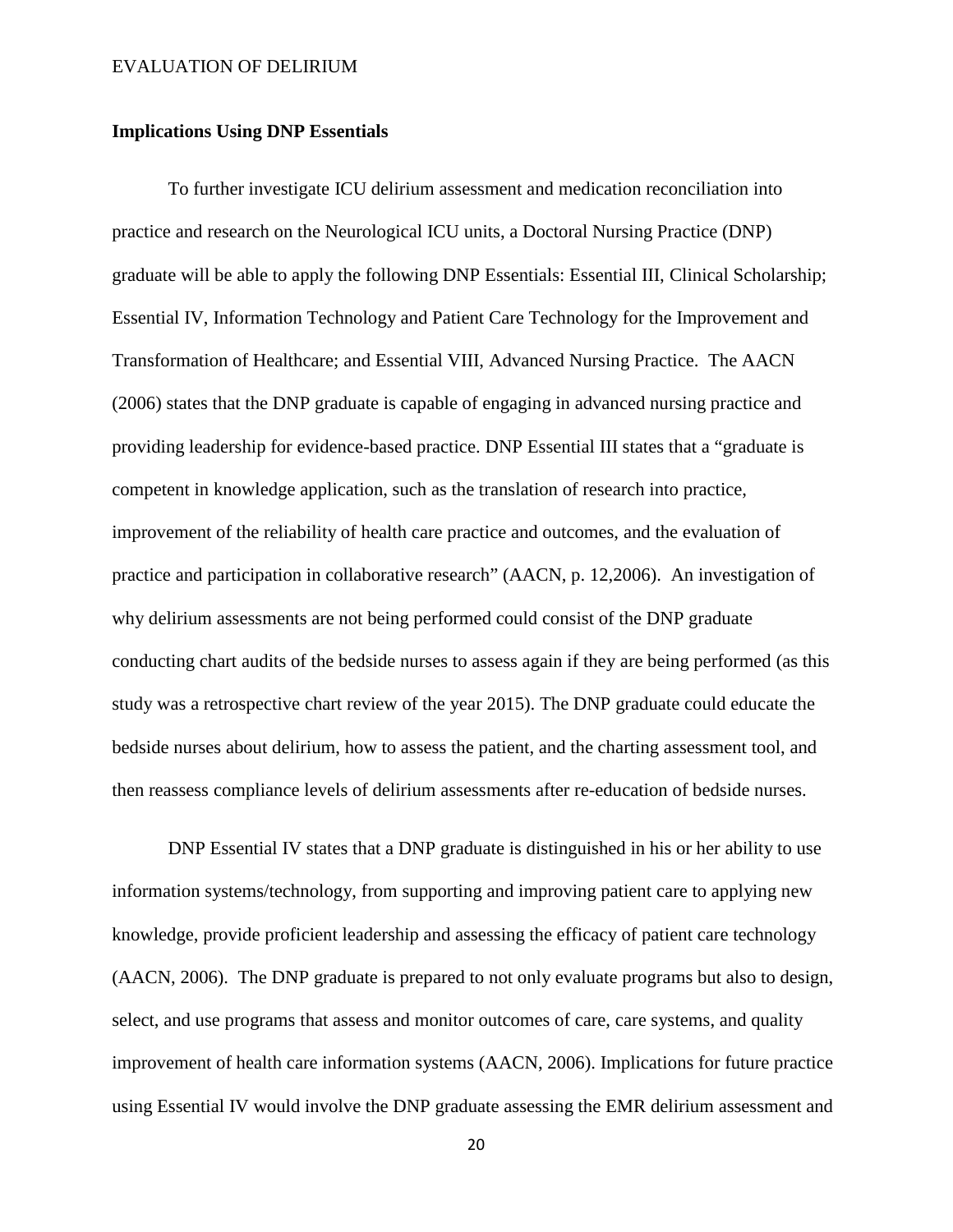**Implications Using DNP Essentials**

To further investigate ICU delirium assessment and medication reconciliation into practice and research on the Neurological ICU units, a Doctoral Nursing Practice (DNP) graduate will be able to apply the following DNP Essentials: Essential III, Clinical Scholarship; Essential IV, Information Technology and Patient Care Technology for the Improvement and Transformation of Healthcare; and Essential VIII, Advanced Nursing Practice. The AACN (2006) states that the DNP graduate is capable of engaging in advanced nursing practice and providing leadership for evidence-based practice. DNP Essential III states that a "graduate is competent in knowledge application, such as the translation of research into practice, improvement of the reliability of health care practice and outcomes, and the evaluation of practice and participation in collaborative research" (AACN, p. 12,2006). An investigation of why delirium assessments are not being performed could consist of the DNP graduate conducting chart audits of the bedside nurses to assess again if they are being performed (as this study was a retrospective chart review of the year 2015). The DNP graduate could educate the bedside nurses about delirium, how to assess the patient, and the charting assessment tool, and then reassess compliance levels of delirium assessments after re-education of bedside nurses.

DNP Essential IV states that a DNP graduate is distinguished in his or her ability to use information systems/technology, from supporting and improving patient care to applying new knowledge, provide proficient leadership and assessing the efficacy of patient care technology (AACN, 2006). The DNP graduate is prepared to not only evaluate programs but also to design, select, and use programs that assess and monitor outcomes of care, care systems, and quality improvement of health care information systems (AACN, 2006). Implications for future practice using Essential IV would involve the DNP graduate assessing the EMR delirium assessment and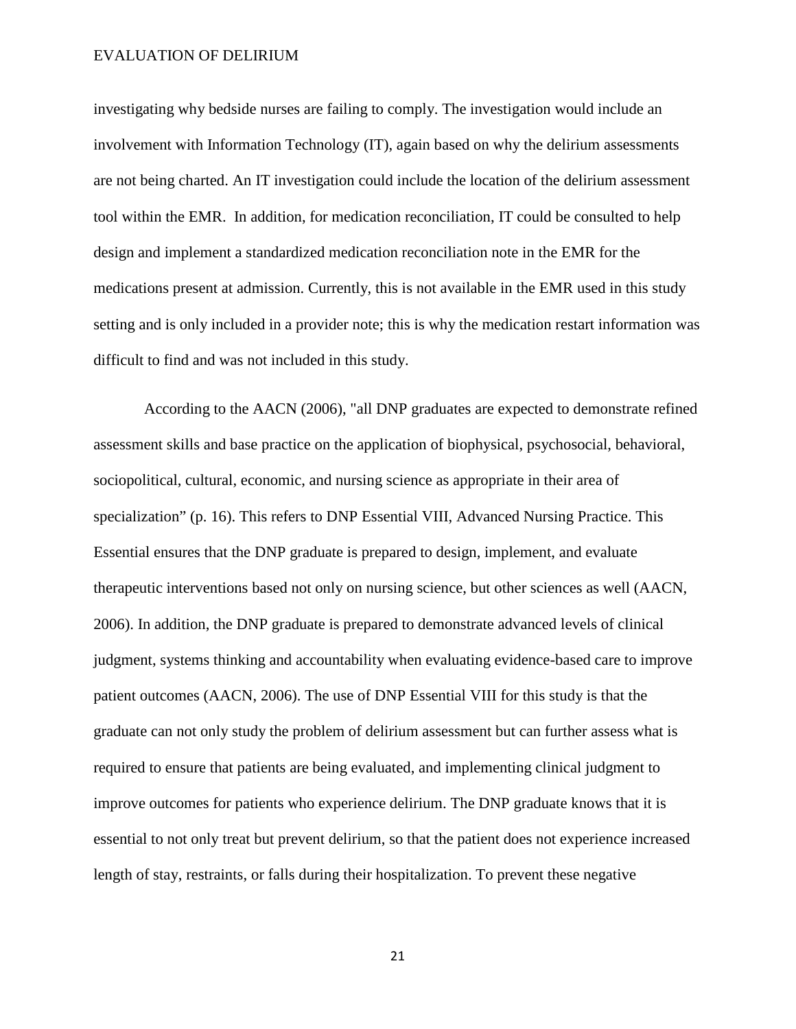investigating why bedside nurses are failing to comply. The investigation would include an involvement with Information Technology (IT), again based on why the delirium assessments are not being charted. An IT investigation could include the location of the delirium assessment tool within the EMR. In addition, for medication reconciliation, IT could be consulted to help design and implement a standardized medication reconciliation note in the EMR for the medications present at admission. Currently, this is not available in the EMR used in this study setting and is only included in a provider note; this is why the medication restart information was difficult to find and was not included in this study.

According to the AACN (2006), "all DNP graduates are expected to demonstrate refined assessment skills and base practice on the application of biophysical, psychosocial, behavioral, sociopolitical, cultural, economic, and nursing science as appropriate in their area of specialization" (p. 16). This refers to DNP Essential VIII, Advanced Nursing Practice. This Essential ensures that the DNP graduate is prepared to design, implement, and evaluate therapeutic interventions based not only on nursing science, but other sciences as well (AACN, 2006). In addition, the DNP graduate is prepared to demonstrate advanced levels of clinical judgment, systems thinking and accountability when evaluating evidence-based care to improve patient outcomes (AACN, 2006). The use of DNP Essential VIII for this study is that the graduate can not only study the problem of delirium assessment but can further assess what is required to ensure that patients are being evaluated, and implementing clinical judgment to improve outcomes for patients who experience delirium. The DNP graduate knows that it is essential to not only treat but prevent delirium, so that the patient does not experience increased length of stay, restraints, or falls during their hospitalization. To prevent these negative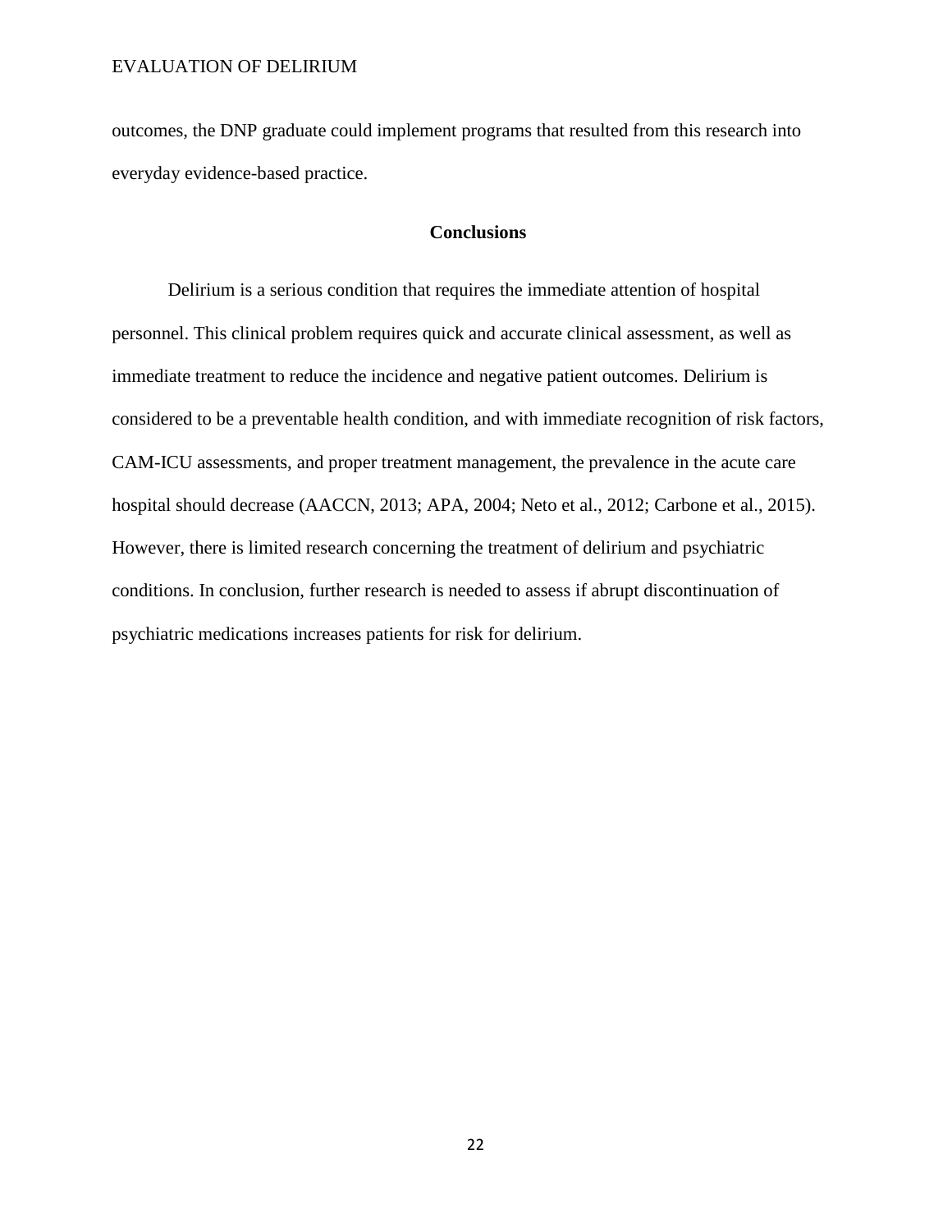outcomes, the DNP graduate could implement programs that resulted from this research into everyday evidence-based practice.

## Conclusions

Delirium is a serious condition that requires the immediate attention of hospital personnel. This clinical problem requires quick and accurate clinical assessment, as well as immediate treatment to reduce the incidence and negative patient outcomes. Delirium is considered to be a preventable health condition, and with immediate recognition of risk factors, CAM-ICU assessments, and proper treatment management, the prevalence in the acute care hospital should decrease (AACCN, 2013; APA, 2004; Neto et al., 2012; Carbone et al., 2015). However, there is limited research concerning the treatment of delirium and psychiatric conditions. In conclusion, further research is needed to assess if abrupt discontinuation of psychiatric medications increases patients for risk for delirium.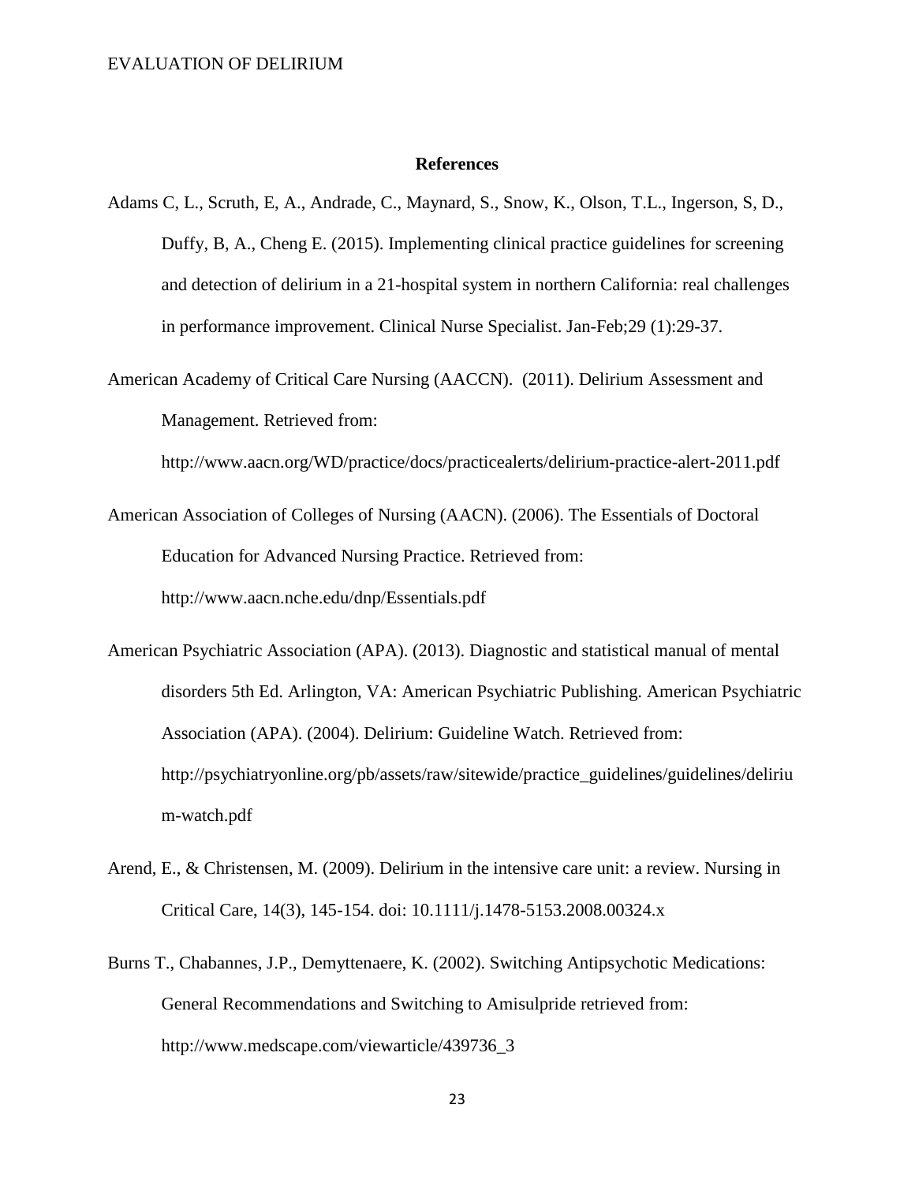# References

Adams C, L., Scruth, E, A., Andrade, C., Maynard, S., Snow, K., Olson, T.L., Ingerson, S, D., Duffy, B, A., Cheng E. (2015). Implementing clinical practice guidelines for screening and detection of delirium in a 21-hospital system in northern California: real challenges in performance improvement. Clinical Nurse Specialist. Jan-Feb;29 (1):29-37.

American Academy of Critical Care Nursing (AACCN). (2011). Delirium Assessment and Management. Retrieved from: http://www.aacn.org/WD/practice/docs/practicealerts/delirium-practice-alert-2011.pdf

American Association of Colleges of Nursing (AACN). (2006). The Essentials of Doctoral Education for Advanced Nursing Practice. Retrieved from: http://www.aacn.nche.edu/dnp/Essentials.pdf

American Psychiatric Association (APA). (2013). Diagnostic and statistical manual of mental disorders 5th Ed. Arlington, VA: American Psychiatric Publishing. American Psychiatric Association (APA). (2004). Delirium: Guideline Watch. Retrieved from: http://psychiatryonline.org/pb/assets/raw/sitewide/practice_guidelines/guidelines/delirium-watch.pdf

Arend, E., & Christensen, M. (2009). Delirium in the intensive care unit: a review. Nursing in Critical Care, 14(3), 145-154. doi: 10.1111/j.1478-5153.2008.00324.x

Burns T., Chabannes, J.P., Demyttenaere, K. (2002). Switching Antipsychotic Medications: General Recommendations and Switching to Amisulpride retrieved from: http://www.medscape.com/viewarticle/439736_3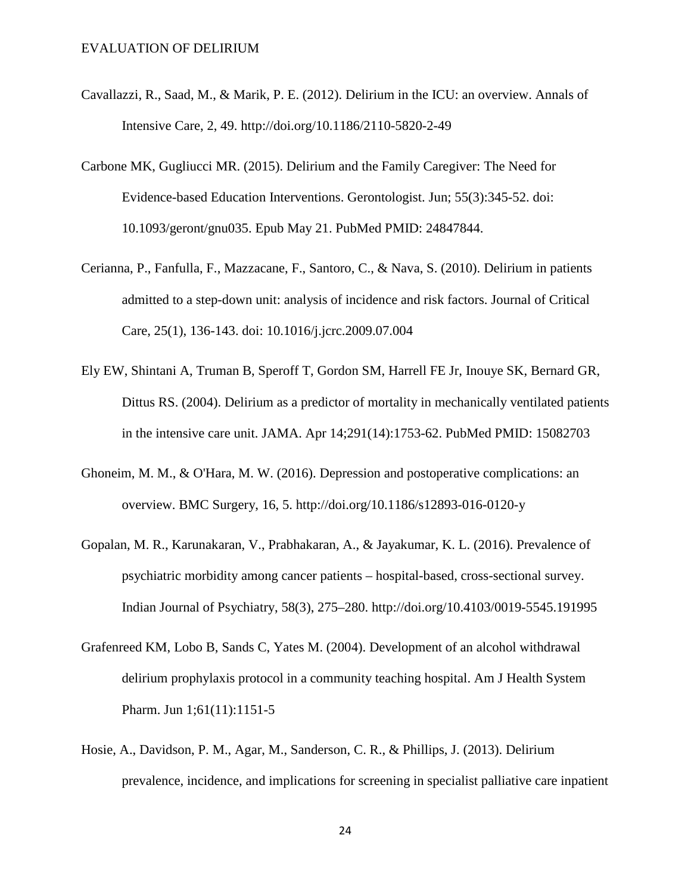Cavallazzi, R., Saad, M., & Marik, P. E. (2012). Delirium in the ICU: an overview. Annals of Intensive Care, 2, 49. http://doi.org/10.1186/2110-5820-2-49

Carbone MK, Gugliucci MR. (2015). Delirium and the Family Caregiver: The Need for Evidence-based Education Interventions. Gerontologist. Jun; 55(3):345-52. doi: 10.1093/geront/gnu035. Epub May 21. PubMed PMID: 24847844.

Cerianna, P., Fanfulla, F., Mazzacane, F., Santoro, C., & Nava, S. (2010). Delirium in patients admitted to a step-down unit: analysis of incidence and risk factors. Journal of Critical Care, 25(1), 136-143. doi: 10.1016/j.jcrc.2009.07.004

Ely EW, Shintani A, Truman B, Speroff T, Gordon SM, Harrell FE Jr, Inouye SK, Bernard GR, Dittus RS. (2004). Delirium as a predictor of mortality in mechanically ventilated patients in the intensive care unit. JAMA. Apr 14;291(14):1753-62. PubMed PMID: 15082703

Ghoneim, M. M., & O'Hara, M. W. (2016). Depression and postoperative complications: an overview. BMC Surgery, 16, 5. http://doi.org/10.1186/s12893-016-0120-y

Gopalan, M. R., Karunakaran, V., Prabhakaran, A., & Jayakumar, K. L. (2016). Prevalence of psychiatric morbidity among cancer patients – hospital-based, cross-sectional survey. Indian Journal of Psychiatry, 58(3), 275–280. http://doi.org/10.4103/0019-5545.191995

Grafenreed KM, Lobo B, Sands C, Yates M. (2004). Development of an alcohol withdrawal delirium prophylaxis protocol in a community teaching hospital. Am J Health System Pharm. Jun 1;61(11):1151-5

Hosie, A., Davidson, P. M., Agar, M., Sanderson, C. R., & Phillips, J. (2013). Delirium prevalence, incidence, and implications for screening in specialist palliative care inpatient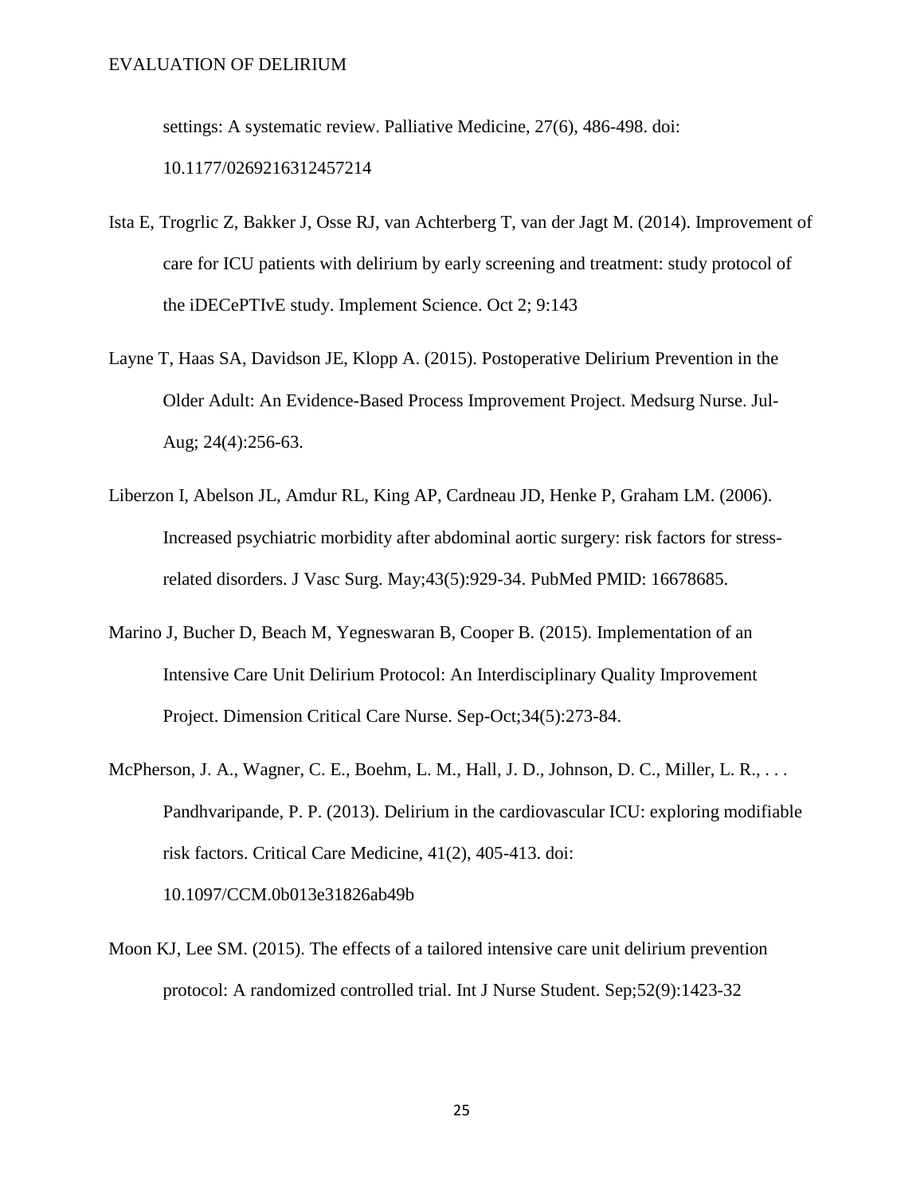settings: A systematic review. Palliative Medicine, 27(6), 486-498. doi: 10.1177/0269216312457214

Ista E, Trogrlic Z, Bakker J, Osse RJ, van Achterberg T, van der Jagt M. (2014). Improvement of care for ICU patients with delirium by early screening and treatment: study protocol of the iDECePTIvE study. Implement Science. Oct 2; 9:143

Layne T, Haas SA, Davidson JE, Klopp A. (2015). Postoperative Delirium Prevention in the Older Adult: An Evidence-Based Process Improvement Project. Medsurg Nurse. Jul-Aug; 24(4):256-63.

Liberzon I, Abelson JL, Amdur RL, King AP, Cardneau JD, Henke P, Graham LM. (2006). Increased psychiatric morbidity after abdominal aortic surgery: risk factors for stress-related disorders. J Vasc Surg. May;43(5):929-34. PubMed PMID: 16678685.

Marino J, Bucher D, Beach M, Yegneswaran B, Cooper B. (2015). Implementation of an Intensive Care Unit Delirium Protocol: An Interdisciplinary Quality Improvement Project. Dimension Critical Care Nurse. Sep-Oct;34(5):273-84.

McPherson, J. A., Wagner, C. E., Boehm, L. M., Hall, J. D., Johnson, D. C., Miller, L. R., . . . Pandhvaripande, P. P. (2013). Delirium in the cardiovascular ICU: exploring modifiable risk factors. Critical Care Medicine, 41(2), 405-413. doi: 10.1097/CCM.0b013e31826ab49b

Moon KJ, Lee SM. (2015). The effects of a tailored intensive care unit delirium prevention protocol: A randomized controlled trial. Int J Nurse Student. Sep;52(9):1423-32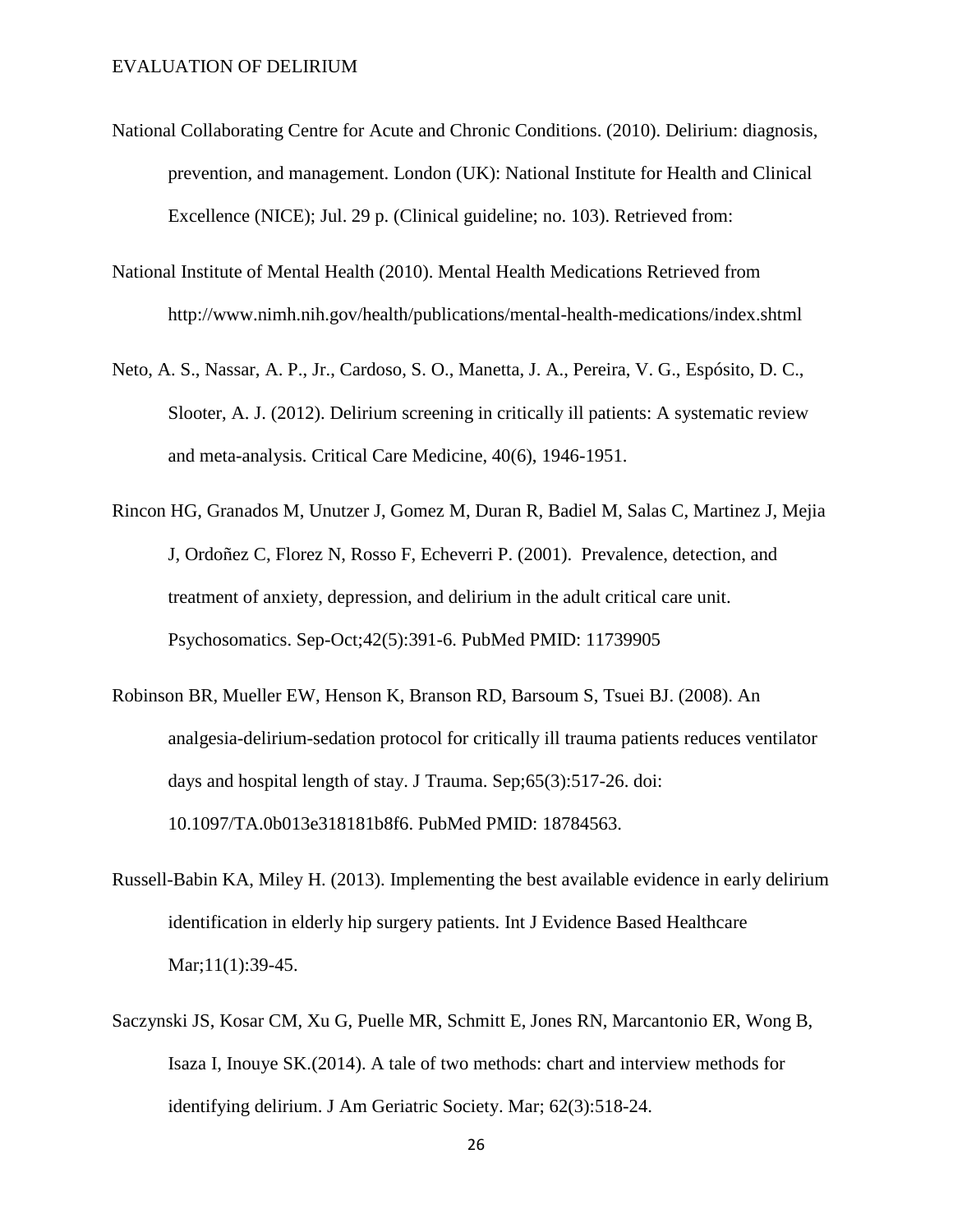National Collaborating Centre for Acute and Chronic Conditions. (2010). Delirium: diagnosis, prevention, and management. London (UK): National Institute for Health and Clinical Excellence (NICE); Jul. 29 p. (Clinical guideline; no. 103). Retrieved from:

National Institute of Mental Health (2010). Mental Health Medications Retrieved from http://www.nimh.nih.gov/health/publications/mental-health-medications/index.shtml

Neto, A. S., Nassar, A. P., Jr., Cardoso, S. O., Manetta, J. A., Pereira, V. G., Espósito, D. C., Slooter, A. J. (2012). Delirium screening in critically ill patients: A systematic review and meta-analysis. Critical Care Medicine, 40(6), 1946-1951.

Rincon HG, Granados M, Unutzer J, Gomez M, Duran R, Badiel M, Salas C, Martinez J, Mejia J, Ordoñez C, Florez N, Rosso F, Echeverri P. (2001). Prevalence, detection, and treatment of anxiety, depression, and delirium in the adult critical care unit. Psychosomatics. Sep-Oct;42(5):391-6. PubMed PMID: 11739905

Robinson BR, Mueller EW, Henson K, Branson RD, Barsoum S, Tsuei BJ. (2008). An analgesia-delirium-sedation protocol for critically ill trauma patients reduces ventilator days and hospital length of stay. J Trauma. Sep;65(3):517-26. doi: 10.1097/TA.0b013e318181b8f6. PubMed PMID: 18784563.

Russell-Babin KA, Miley H. (2013). Implementing the best available evidence in early delirium identification in elderly hip surgery patients. Int J Evidence Based Healthcare Mar;11(1):39-45.

Saczynski JS, Kosar CM, Xu G, Puelle MR, Schmitt E, Jones RN, Marcantonio ER, Wong B, Isaza I, Inouye SK.(2014). A tale of two methods: chart and interview methods for identifying delirium. J Am Geriatric Society. Mar; 62(3):518-24.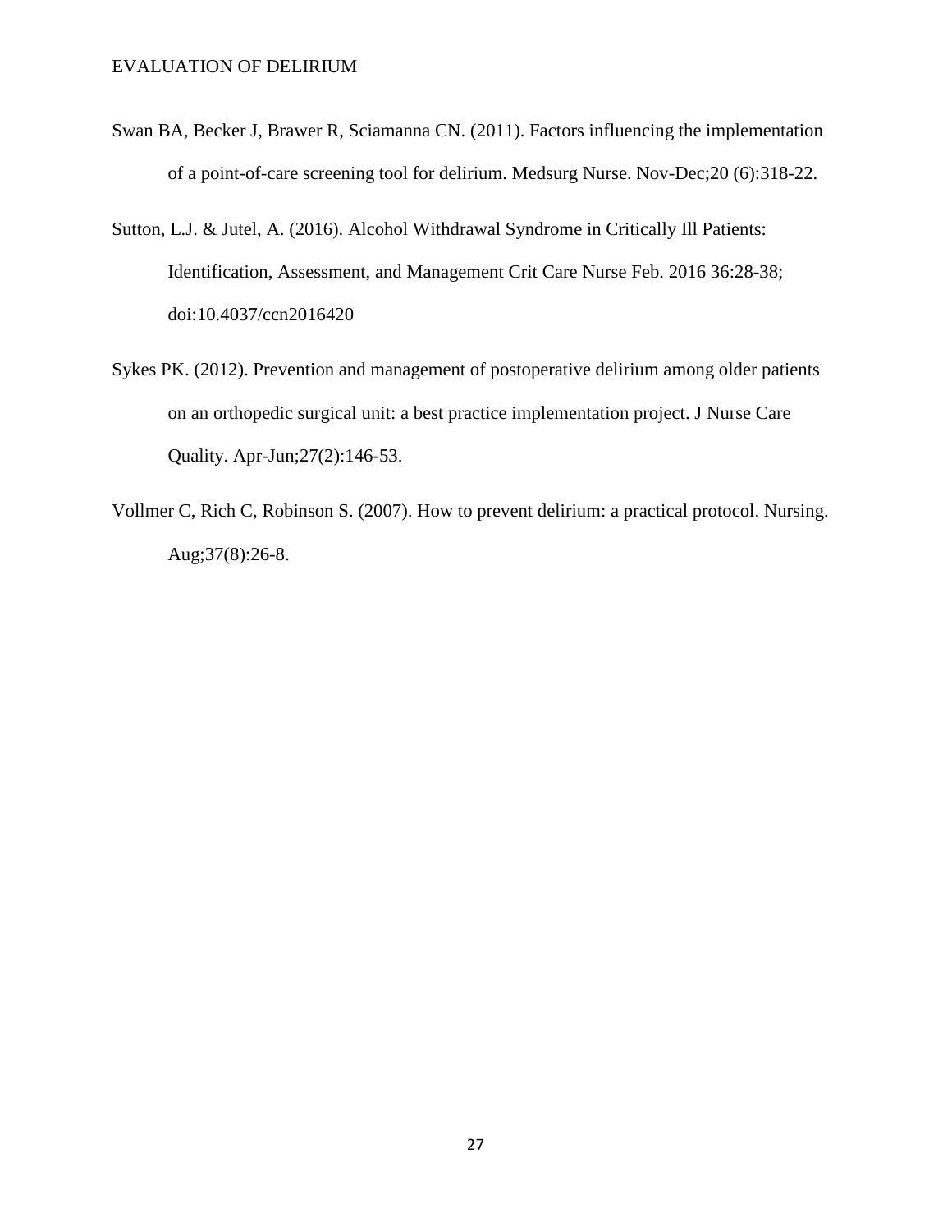Swan BA, Becker J, Brawer R, Sciamanna CN. (2011). Factors influencing the implementation of a point-of-care screening tool for delirium. Medsurg Nurse. Nov-Dec;20 (6):318-22.

Sutton, L.J. & Jutel, A. (2016). Alcohol Withdrawal Syndrome in Critically Ill Patients: Identification, Assessment, and Management Crit Care Nurse Feb. 2016 36:28-38; doi:10.4037/ccn2016420

Sykes PK. (2012). Prevention and management of postoperative delirium among older patients on an orthopedic surgical unit: a best practice implementation project. J Nurse Care Quality. Apr-Jun;27(2):146-53.

Vollmer C, Rich C, Robinson S. (2007). How to prevent delirium: a practical protocol. Nursing. Aug;37(8):26-8.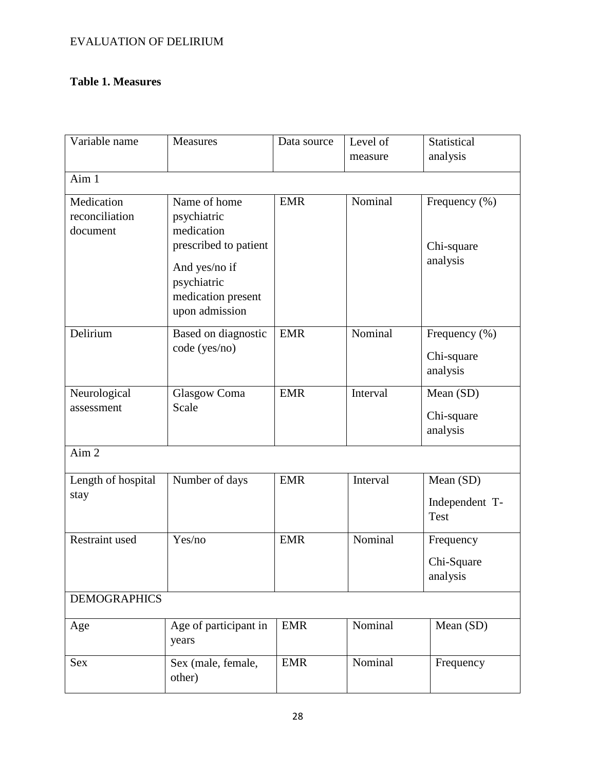**Table 1. Measures**

| Variable name | Measures | Data source | Level of measure | Statistical analysis |
|---|---|---|---|---|
| Aim 1 | | | | |
| Medication reconciliation document | Name of home psychiatric medication prescribed to patient<br><br>And yes/no if psychiatric medication present upon admission | EMR | Nominal | Frequency (%)<br><br>Chi-square analysis |
| Delirium | Based on diagnostic code (yes/no) | EMR | Nominal | Frequency (%)<br><br>Chi-square analysis |
| Neurological assessment | Glasgow Coma Scale | EMR | Interval | Mean (SD)<br><br>Chi-square analysis |
| Aim 2 | | | | |
| Length of hospital stay | Number of days | EMR | Interval | Mean (SD)<br><br>Independent T-Test |
| Restraint used | Yes/no | EMR | Nominal | Frequency<br><br>Chi-Square analysis |
| DEMOGRAPHICS | | | | |
| Age | Age of participant in years | EMR | Nominal | Mean (SD) |
| Sex | Sex (male, female, other) | EMR | Nominal | Frequency |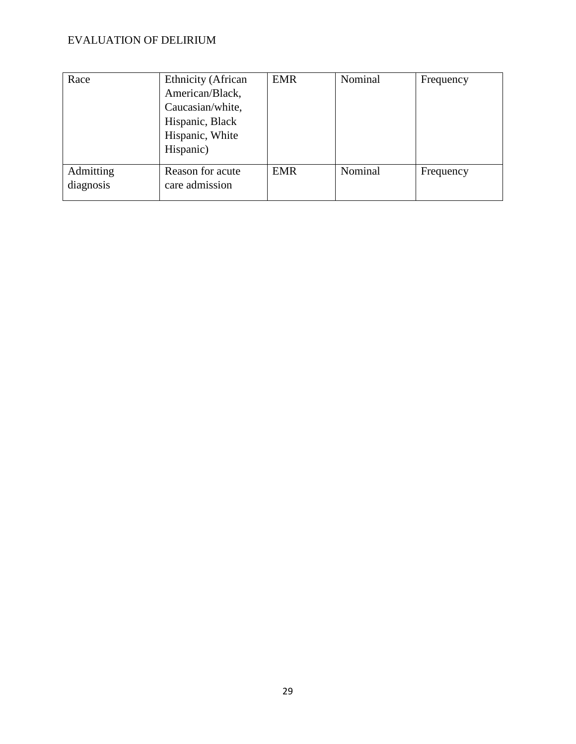| Race | Ethnicity (African American/Black, Caucasian/white, Hispanic, Black Hispanic, White Hispanic) | EMR | Nominal | Frequency |
|---|---|---|---|---|
| Admitting diagnosis | Reason for acute care admission | EMR | Nominal | Frequency |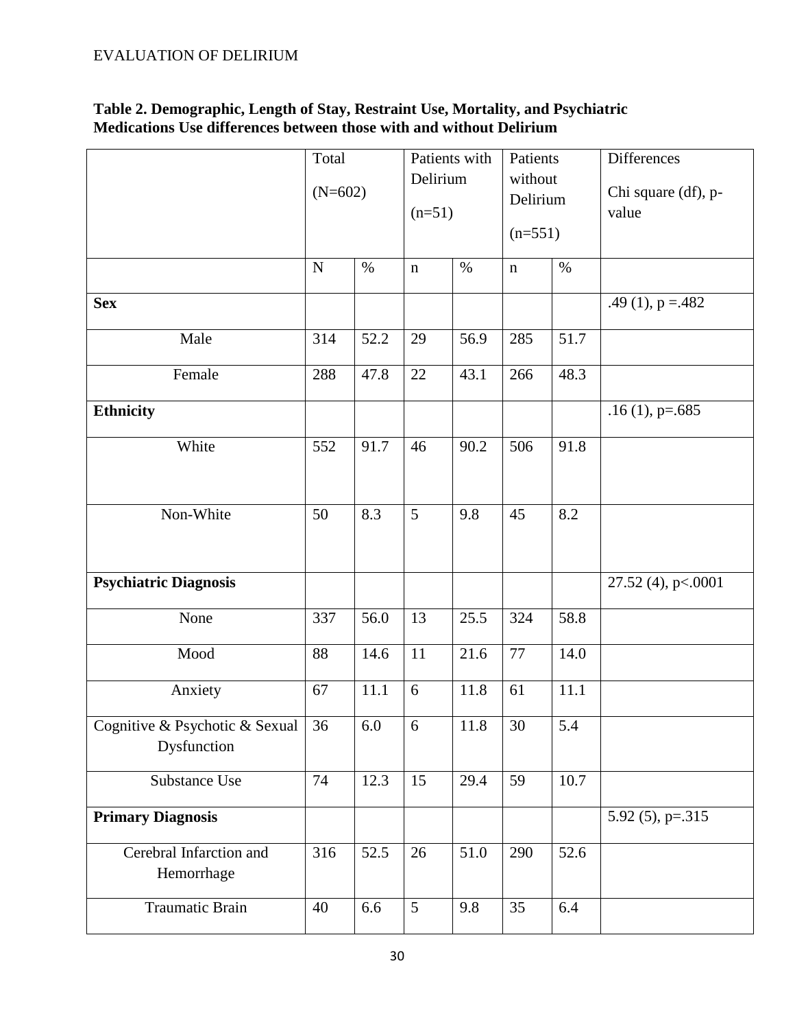**Table 2. Demographic, Length of Stay, Restraint Use, Mortality, and Psychiatric Medications Use differences between those with and without Delirium**

| | Total (N=602) | | Patients with Delirium (n=51) | | Patients without Delirium (n=551) | | Differences Chi square (df), p-value |
|---|---|---|---|---|---|---|---|
| | N | % | n | % | n | % | |
| **Sex** | | | | | | | .49 (1), p =.482 |
| Male | 314 | 52.2 | 29 | 56.9 | 285 | 51.7 | |
| Female | 288 | 47.8 | 22 | 43.1 | 266 | 48.3 | |
| **Ethnicity** | | | | | | | .16 (1), p=.685 |
| White | 552 | 91.7 | 46 | 90.2 | 506 | 91.8 | |
| Non-White | 50 | 8.3 | 5 | 9.8 | 45 | 8.2 | |
| **Psychiatric Diagnosis** | | | | | | | 27.52 (4), p<.0001 |
| None | 337 | 56.0 | 13 | 25.5 | 324 | 58.8 | |
| Mood | 88 | 14.6 | 11 | 21.6 | 77 | 14.0 | |
| Anxiety | 67 | 11.1 | 6 | 11.8 | 61 | 11.1 | |
| Cognitive & Psychotic & Sexual Dysfunction | 36 | 6.0 | 6 | 11.8 | 30 | 5.4 | |
| Substance Use | 74 | 12.3 | 15 | 29.4 | 59 | 10.7 | |
| **Primary Diagnosis** | | | | | | | 5.92 (5), p=.315 |
| Cerebral Infarction and Hemorrhage | 316 | 52.5 | 26 | 51.0 | 290 | 52.6 | |
| Traumatic Brain | 40 | 6.6 | 5 | 9.8 | 35 | 6.4 | |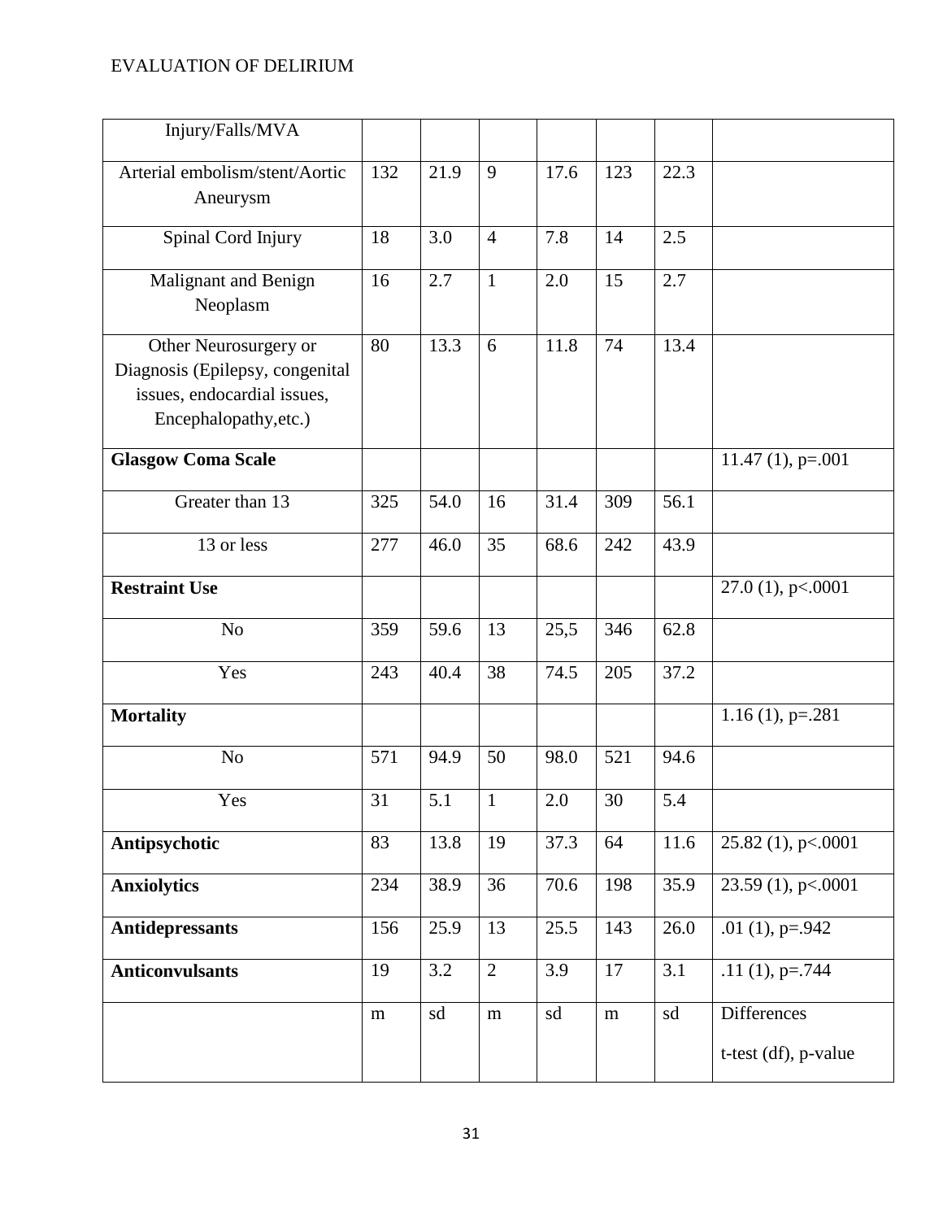| Injury/Falls/MVA | | | | | | | |
|---|---|---|---|---|---|---|---|
| Arterial embolism/stent/Aortic Aneurysm | 132 | 21.9 | 9 | 17.6 | 123 | 22.3 | |
| Spinal Cord Injury | 18 | 3.0 | 4 | 7.8 | 14 | 2.5 | |
| Malignant and Benign Neoplasm | 16 | 2.7 | 1 | 2.0 | 15 | 2.7 | |
| Other Neurosurgery or Diagnosis (Epilepsy, congenital issues, endocardial issues, Encephalopathy,etc.) | 80 | 13.3 | 6 | 11.8 | 74 | 13.4 | |
| **Glasgow Coma Scale** | | | | | | | 11.47 (1), p=.001 |
| Greater than 13 | 325 | 54.0 | 16 | 31.4 | 309 | 56.1 | |
| 13 or less | 277 | 46.0 | 35 | 68.6 | 242 | 43.9 | |
| **Restraint Use** | | | | | | | 27.0 (1), p<.0001 |
| No | 359 | 59.6 | 13 | 25,5 | 346 | 62.8 | |
| Yes | 243 | 40.4 | 38 | 74.5 | 205 | 37.2 | |
| **Mortality** | | | | | | | 1.16 (1), p=.281 |
| No | 571 | 94.9 | 50 | 98.0 | 521 | 94.6 | |
| Yes | 31 | 5.1 | 1 | 2.0 | 30 | 5.4 | |
| **Antipsychotic** | 83 | 13.8 | 19 | 37.3 | 64 | 11.6 | 25.82 (1), p<.0001 |
| **Anxiolytics** | 234 | 38.9 | 36 | 70.6 | 198 | 35.9 | 23.59 (1), p<.0001 |
| **Antidepressants** | 156 | 25.9 | 13 | 25.5 | 143 | 26.0 | .01 (1), p=.942 |
| **Anticonvulsants** | 19 | 3.2 | 2 | 3.9 | 17 | 3.1 | .11 (1), p=.744 |
| | m | sd | m | sd | m | sd | Differences<br>t-test (df), p-value |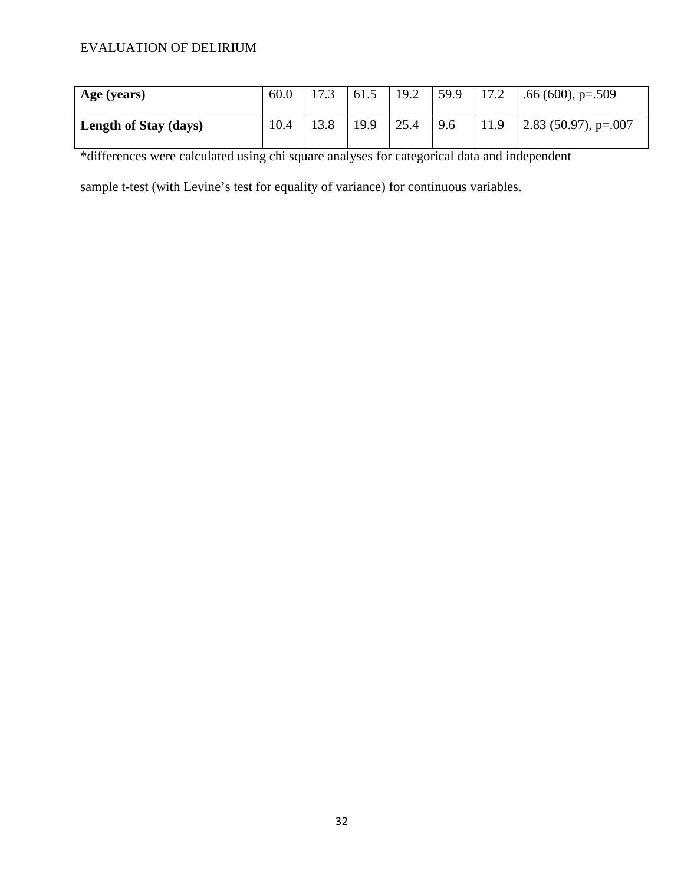| | | | | | | | |
|---|---|---|---|---|---|---|---|
| **Age (years)** | 60.0 | 17.3 | 61.5 | 19.2 | 59.9 | 17.2 | .66 (600), p=.509 |
| **Length of Stay (days)** | 10.4 | 13.8 | 19.9 | 25.4 | 9.6 | 11.9 | 2.83 (50.97), p=.007 |

*differences were calculated using chi square analyses for categorical data and independent sample t-test (with Levine's test for equality of variance) for continuous variables.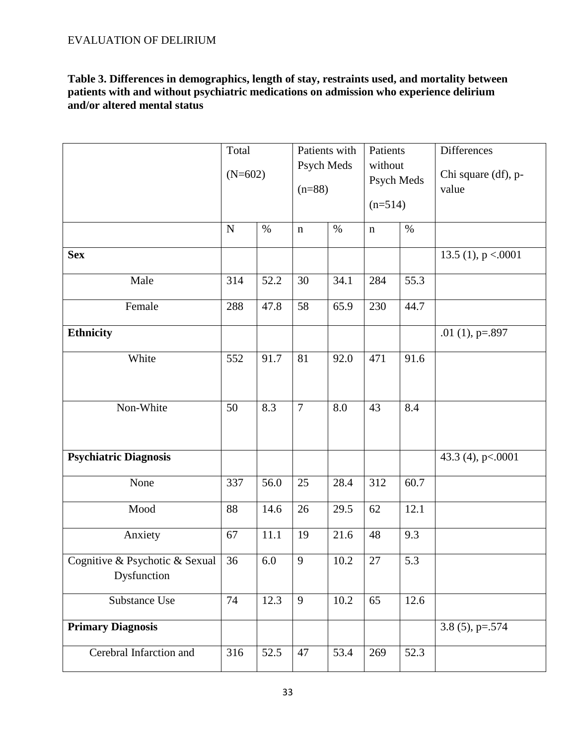**Table 3. Differences in demographics, length of stay, restraints used, and mortality between patients with and without psychiatric medications on admission who experience delirium and/or altered mental status**

| | Total (N=602) | | Patients with Psych Meds (n=88) | | Patients without Psych Meds (n=514) | | Differences Chi square (df), p-value |
|---|---|---|---|---|---|---|---|
| | N | % | n | % | n | % | |
| **Sex** | | | | | | | 13.5 (1), p <.0001 |
| Male | 314 | 52.2 | 30 | 34.1 | 284 | 55.3 | |
| Female | 288 | 47.8 | 58 | 65.9 | 230 | 44.7 | |
| **Ethnicity** | | | | | | | .01 (1), p=.897 |
| White | 552 | 91.7 | 81 | 92.0 | 471 | 91.6 | |
| Non-White | 50 | 8.3 | 7 | 8.0 | 43 | 8.4 | |
| **Psychiatric Diagnosis** | | | | | | | 43.3 (4), p<.0001 |
| None | 337 | 56.0 | 25 | 28.4 | 312 | 60.7 | |
| Mood | 88 | 14.6 | 26 | 29.5 | 62 | 12.1 | |
| Anxiety | 67 | 11.1 | 19 | 21.6 | 48 | 9.3 | |
| Cognitive & Psychotic & Sexual Dysfunction | 36 | 6.0 | 9 | 10.2 | 27 | 5.3 | |
| Substance Use | 74 | 12.3 | 9 | 10.2 | 65 | 12.6 | |
| **Primary Diagnosis** | | | | | | | 3.8 (5), p=.574 |
| Cerebral Infarction and | 316 | 52.5 | 47 | 53.4 | 269 | 52.3 | |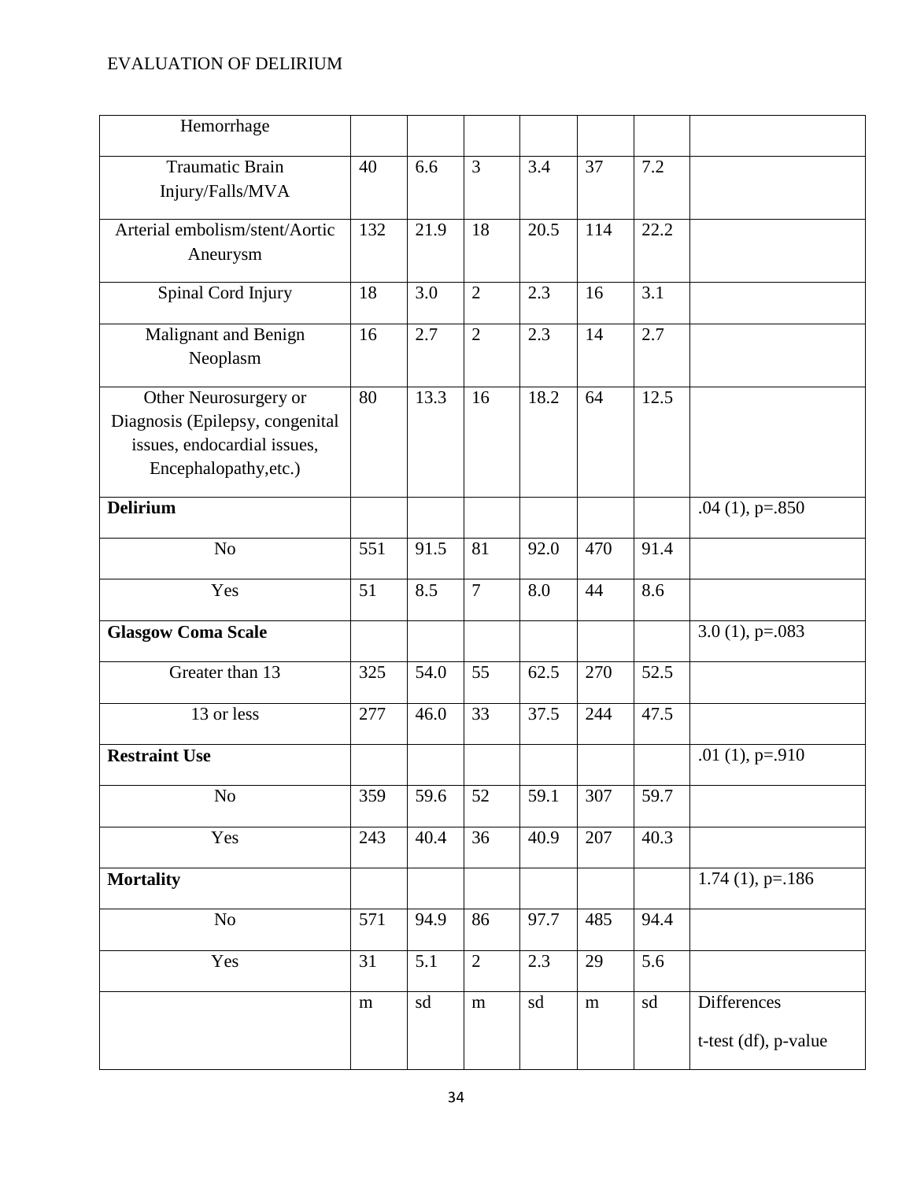| Hemorrhage | | | | | | | |
|---|---|---|---|---|---|---|---|
| Traumatic Brain Injury/Falls/MVA | 40 | 6.6 | 3 | 3.4 | 37 | 7.2 | |
| Arterial embolism/stent/Aortic Aneurysm | 132 | 21.9 | 18 | 20.5 | 114 | 22.2 | |
| Spinal Cord Injury | 18 | 3.0 | 2 | 2.3 | 16 | 3.1 | |
| Malignant and Benign Neoplasm | 16 | 2.7 | 2 | 2.3 | 14 | 2.7 | |
| Other Neurosurgery or Diagnosis (Epilepsy, congenital issues, endocardial issues, Encephalopathy,etc.) | 80 | 13.3 | 16 | 18.2 | 64 | 12.5 | |
| **Delirium** | | | | | | | .04 (1), p=.850 |
| No | 551 | 91.5 | 81 | 92.0 | 470 | 91.4 | |
| Yes | 51 | 8.5 | 7 | 8.0 | 44 | 8.6 | |
| **Glasgow Coma Scale** | | | | | | | 3.0 (1), p=.083 |
| Greater than 13 | 325 | 54.0 | 55 | 62.5 | 270 | 52.5 | |
| 13 or less | 277 | 46.0 | 33 | 37.5 | 244 | 47.5 | |
| **Restraint Use** | | | | | | | .01 (1), p=.910 |
| No | 359 | 59.6 | 52 | 59.1 | 307 | 59.7 | |
| Yes | 243 | 40.4 | 36 | 40.9 | 207 | 40.3 | |
| **Mortality** | | | | | | | 1.74 (1), p=.186 |
| No | 571 | 94.9 | 86 | 97.7 | 485 | 94.4 | |
| Yes | 31 | 5.1 | 2 | 2.3 | 29 | 5.6 | |
| | m | sd | m | sd | m | sd | Differences t-test (df), p-value |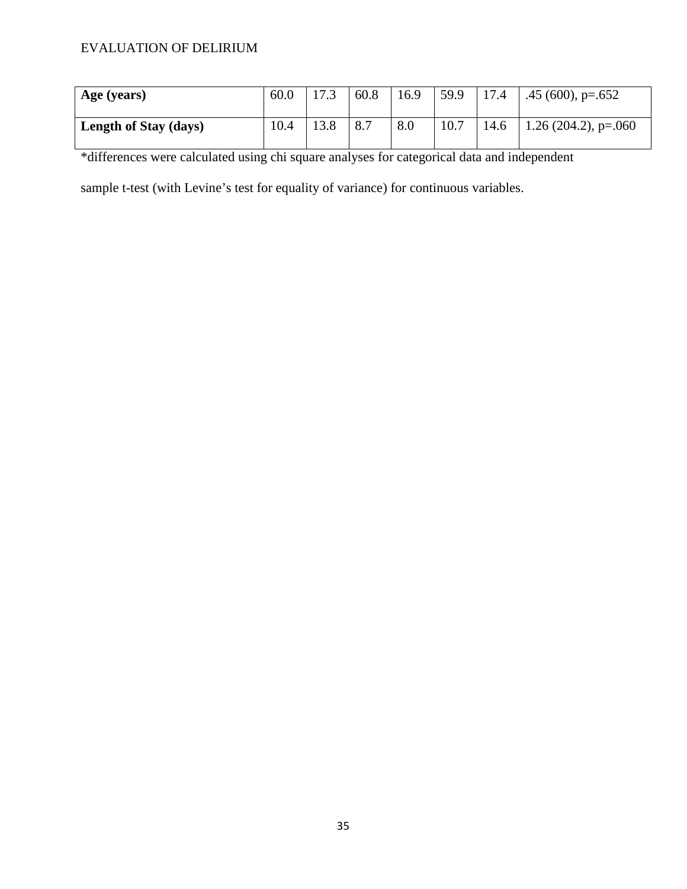| | | | | | | | |
|---|---|---|---|---|---|---|---|
| **Age (years)** | 60.0 | 17.3 | 60.8 | 16.9 | 59.9 | 17.4 | .45 (600), p=.652 |
| **Length of Stay (days)** | 10.4 | 13.8 | 8.7 | 8.0 | 10.7 | 14.6 | 1.26 (204.2), p=.060 |

*differences were calculated using chi square analyses for categorical data and independent sample t-test (with Levine's test for equality of variance) for continuous variables.